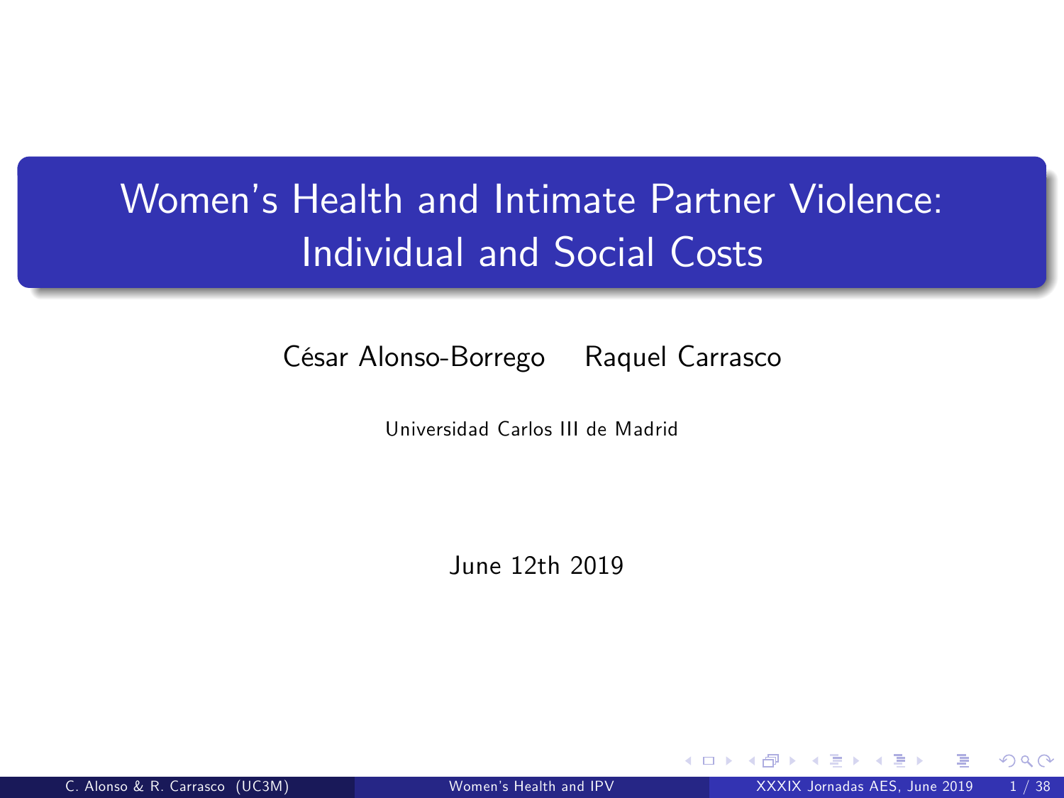# Women's Health and Intimate Partner Violence: Individual and Social Costs

César Alonso-Borrego    Raquel Carrasco

Universidad Carlos III de Madrid

June 12th 2019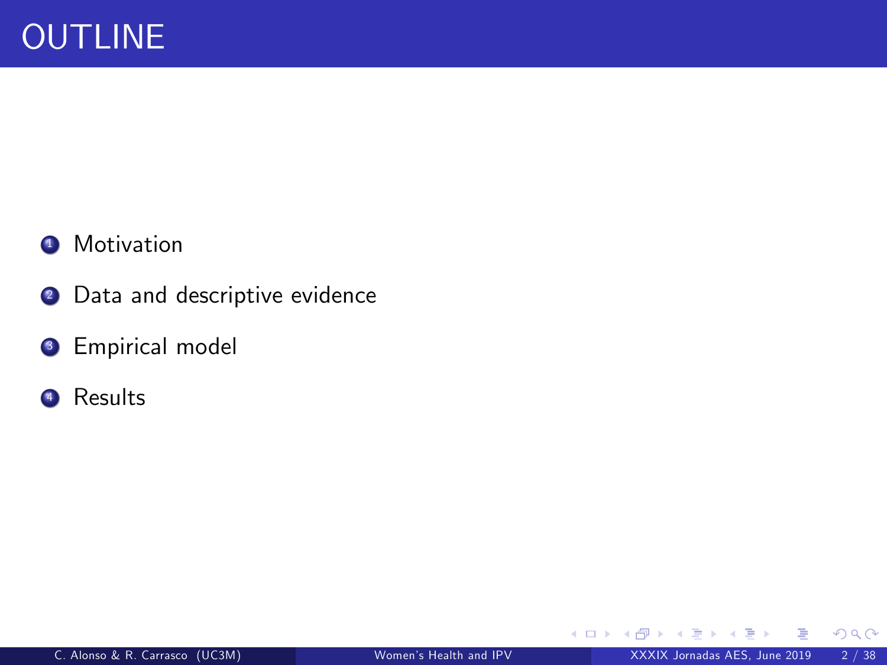# OUTLINE

1. Motivation
2. Data and descriptive evidence
3. Empirical model
4. Results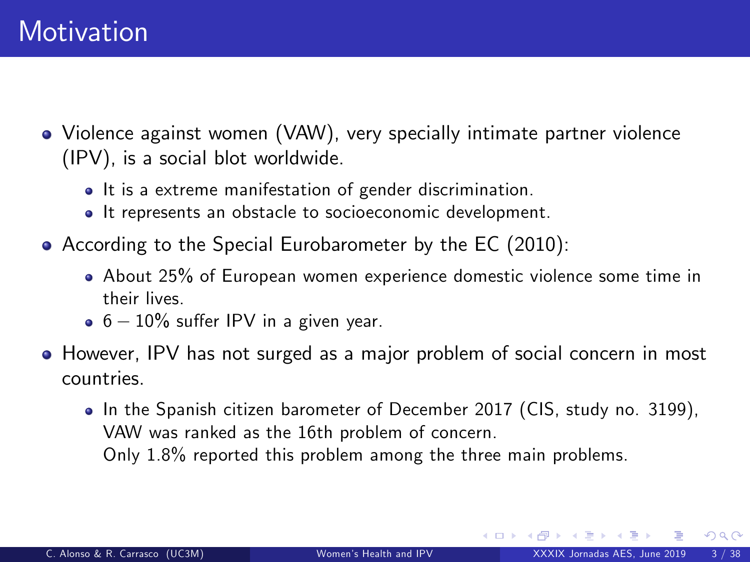# Motivation

- Violence against women (VAW), very specially intimate partner violence (IPV), is a social blot worldwide.
  - It is a extreme manifestation of gender discrimination.
  - It represents an obstacle to socioeconomic development.
- According to the Special Eurobarometer by the EC (2010):
  - About 25% of European women experience domestic violence some time in their lives.
  - $6 - 10\%$ suffer IPV in a given year.
- However, IPV has not surged as a major problem of social concern in most countries.
  - In the Spanish citizen barometer of December 2017 (CIS, study no. 3199), VAW was ranked as the 16th problem of concern.
    Only 1.8% reported this problem among the three main problems.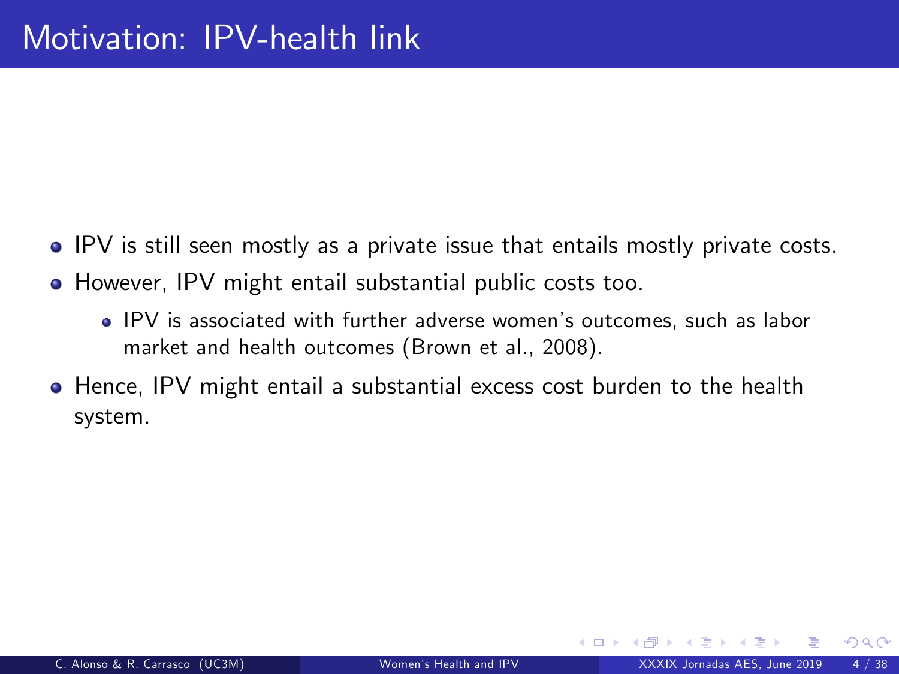# Motivation: IPV-health link

- IPV is still seen mostly as a private issue that entails mostly private costs.
- However, IPV might entail substantial public costs too.
  - IPV is associated with further adverse women's outcomes, such as labor market and health outcomes (Brown et al., 2008).
- Hence, IPV might entail a substantial excess cost burden to the health system.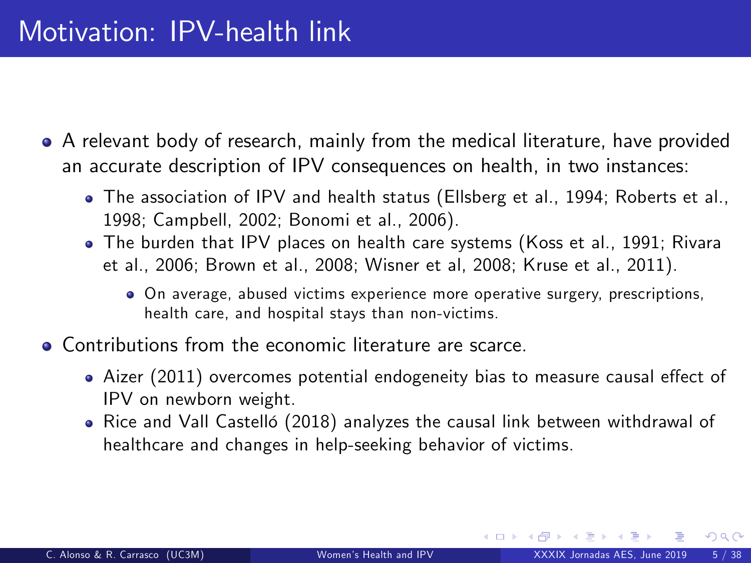# Motivation: IPV-health link

- A relevant body of research, mainly from the medical literature, have provided an accurate description of IPV consequences on health, in two instances:
  - The association of IPV and health status (Ellsberg et al., 1994; Roberts et al., 1998; Campbell, 2002; Bonomi et al., 2006).
  - The burden that IPV places on health care systems (Koss et al., 1991; Rivara et al., 2006; Brown et al., 2008; Wisner et al, 2008; Kruse et al., 2011).
    - On average, abused victims experience more operative surgery, prescriptions, health care, and hospital stays than non-victims.
- Contributions from the economic literature are scarce.
  - Aizer (2011) overcomes potential endogeneity bias to measure causal effect of IPV on newborn weight.
  - Rice and Vall Castelló (2018) analyzes the causal link between withdrawal of healthcare and changes in help-seeking behavior of victims.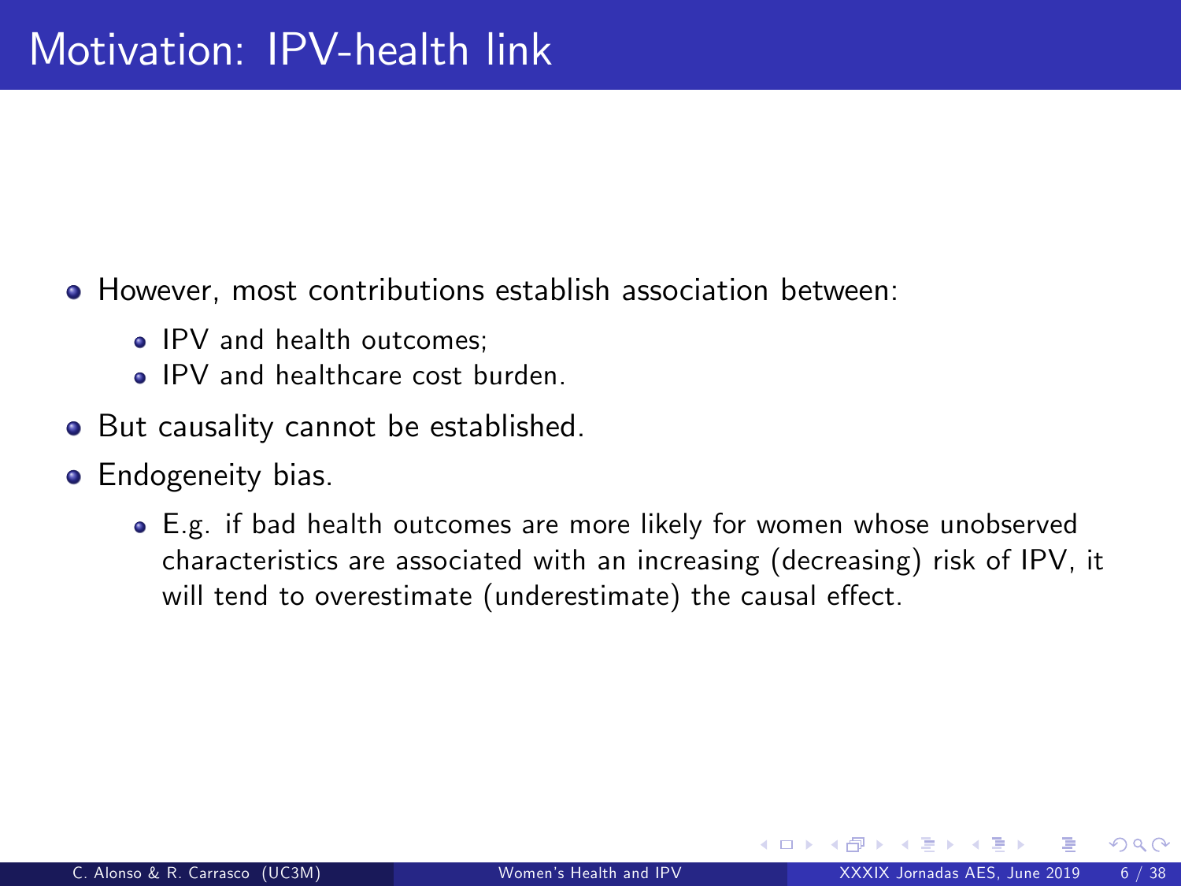# Motivation: IPV-health link

- However, most contributions establish association between:
  - IPV and health outcomes;
  - IPV and healthcare cost burden.
- But causality cannot be established.
- Endogeneity bias.
  - E.g. if bad health outcomes are more likely for women whose unobserved characteristics are associated with an increasing (decreasing) risk of IPV, it will tend to overestimate (underestimate) the causal effect.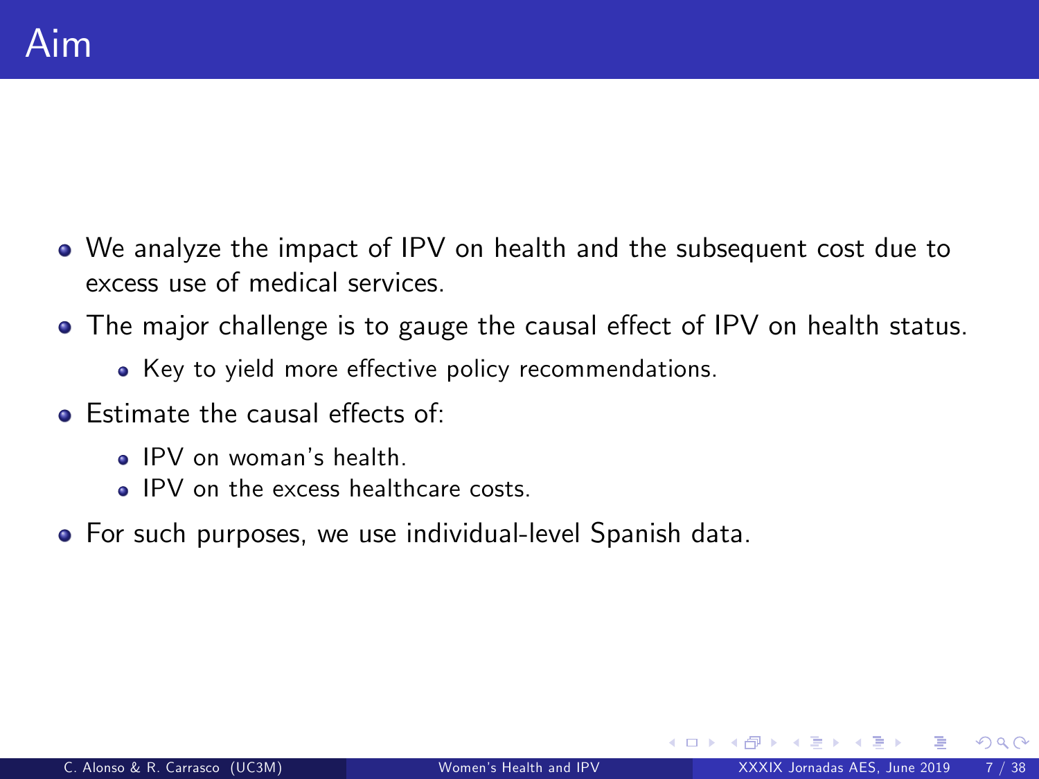# Aim

- We analyze the impact of IPV on health and the subsequent cost due to excess use of medical services.
- The major challenge is to gauge the causal effect of IPV on health status.
  - Key to yield more effective policy recommendations.
- Estimate the causal effects of:
  - IPV on woman's health.
  - IPV on the excess healthcare costs.
- For such purposes, we use individual-level Spanish data.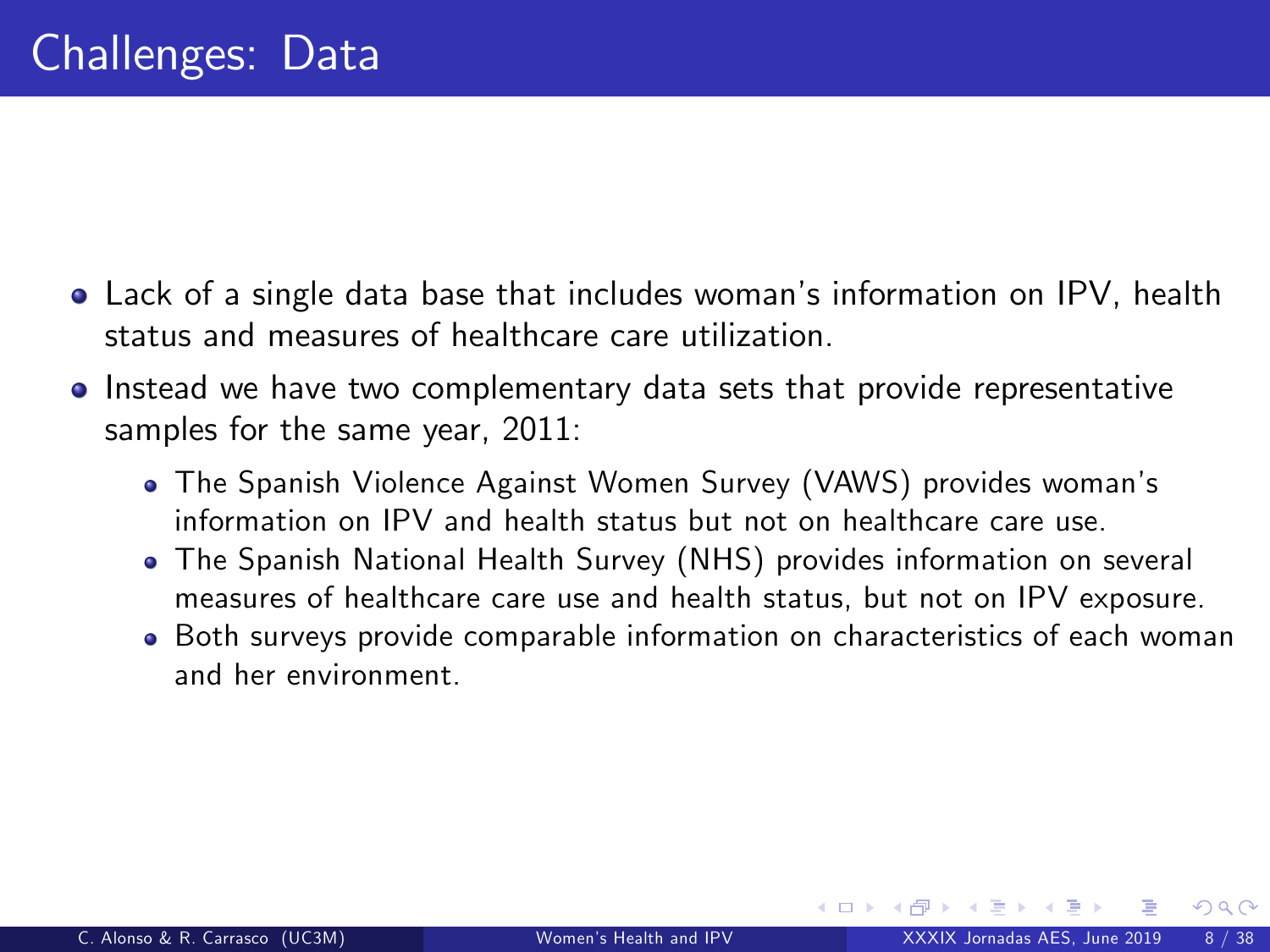# Challenges: Data

- Lack of a single data base that includes woman's information on IPV, health status and measures of healthcare care utilization.
- Instead we have two complementary data sets that provide representative samples for the same year, 2011:
  - The Spanish Violence Against Women Survey (VAWS) provides woman's information on IPV and health status but not on healthcare care use.
  - The Spanish National Health Survey (NHS) provides information on several measures of healthcare care use and health status, but not on IPV exposure.
  - Both surveys provide comparable information on characteristics of each woman and her environment.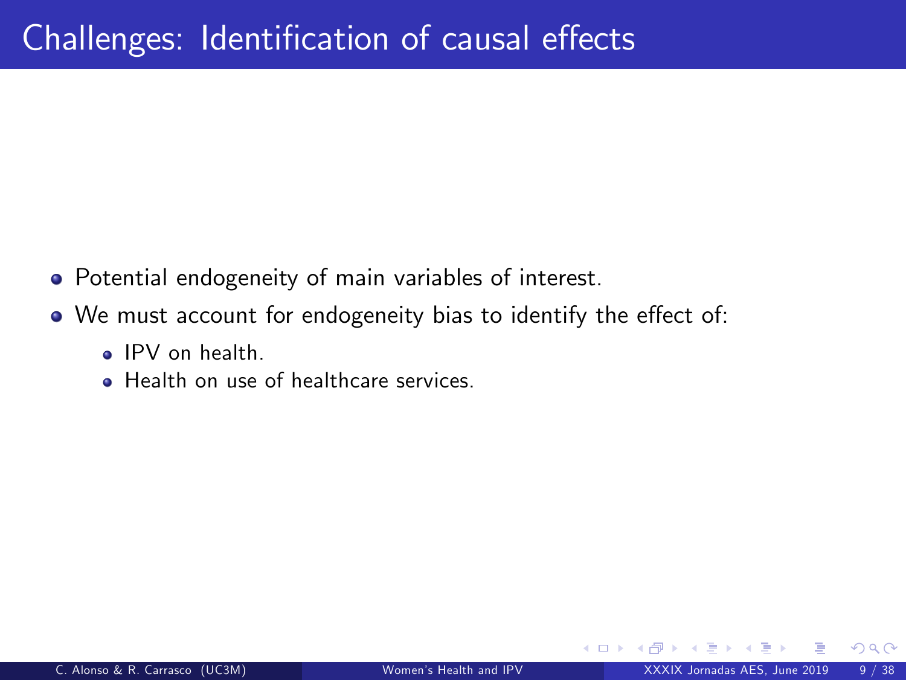# Challenges: Identification of causal effects

- Potential endogeneity of main variables of interest.
- We must account for endogeneity bias to identify the effect of:
  - IPV on health.
  - Health on use of healthcare services.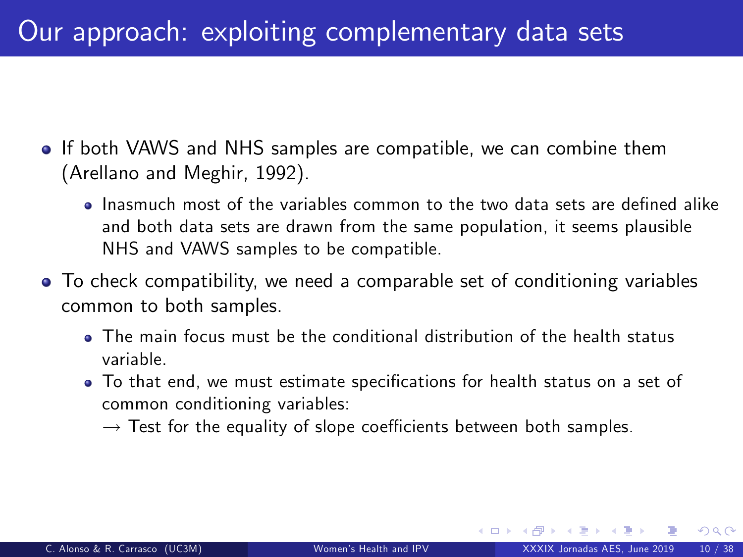# Our approach: exploiting complementary data sets

- If both VAWS and NHS samples are compatible, we can combine them (Arellano and Meghir, 1992).
  - Inasmuch most of the variables common to the two data sets are defined alike and both data sets are drawn from the same population, it seems plausible NHS and VAWS samples to be compatible.
- To check compatibility, we need a comparable set of conditioning variables common to both samples.
  - The main focus must be the conditional distribution of the health status variable.
  - To that end, we must estimate specifications for health status on a set of common conditioning variables:

    $\rightarrow$ Test for the equality of slope coefficients between both samples.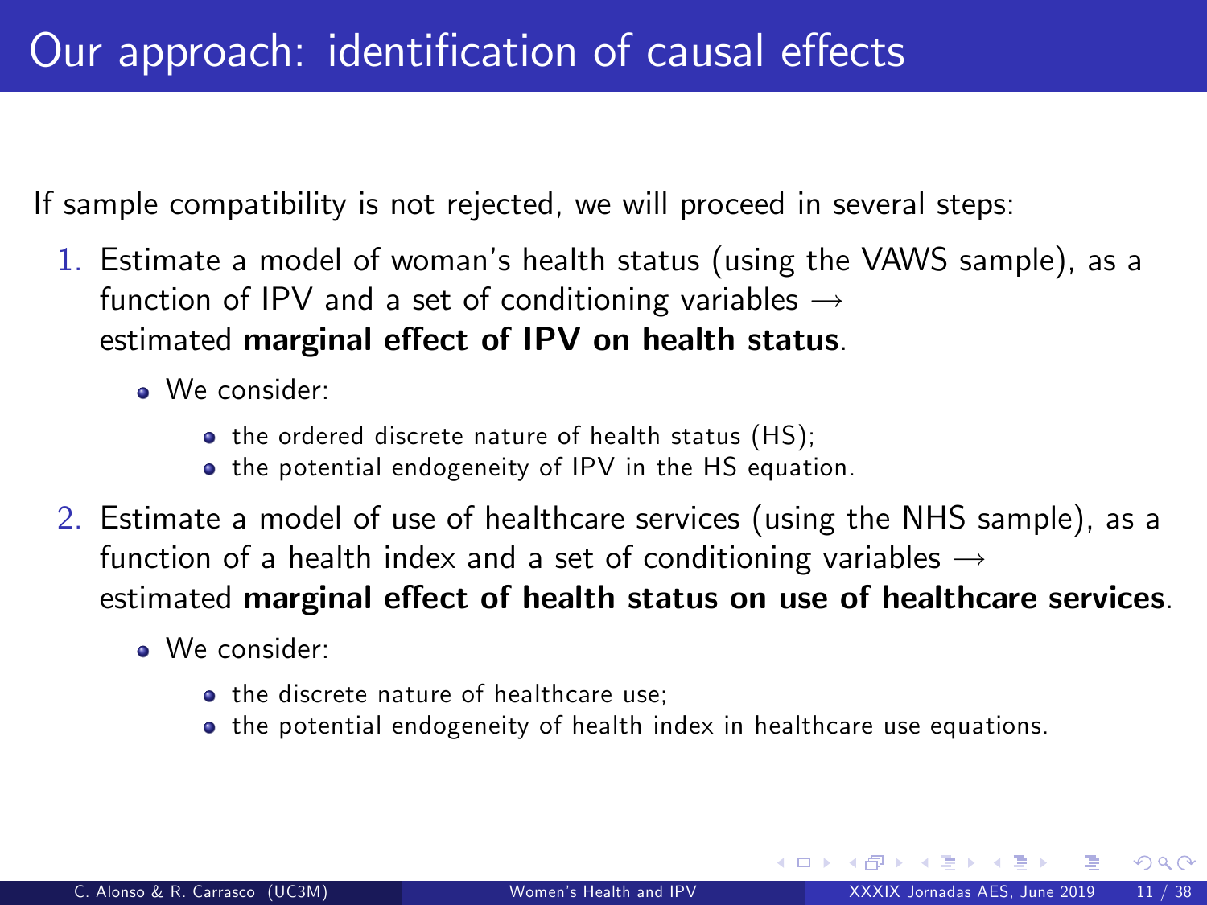# Our approach: identification of causal effects

If sample compatibility is not rejected, we will proceed in several steps:

1. Estimate a model of woman's health status (using the VAWS sample), as a function of IPV and a set of conditioning variables → estimated **marginal effect of IPV on health status**.
   - We consider:
     - the ordered discrete nature of health status (HS);
     - the potential endogeneity of IPV in the HS equation.
2. Estimate a model of use of healthcare services (using the NHS sample), as a function of a health index and a set of conditioning variables → estimated **marginal effect of health status on use of healthcare services**.
   - We consider:
     - the discrete nature of healthcare use;
     - the potential endogeneity of health index in healthcare use equations.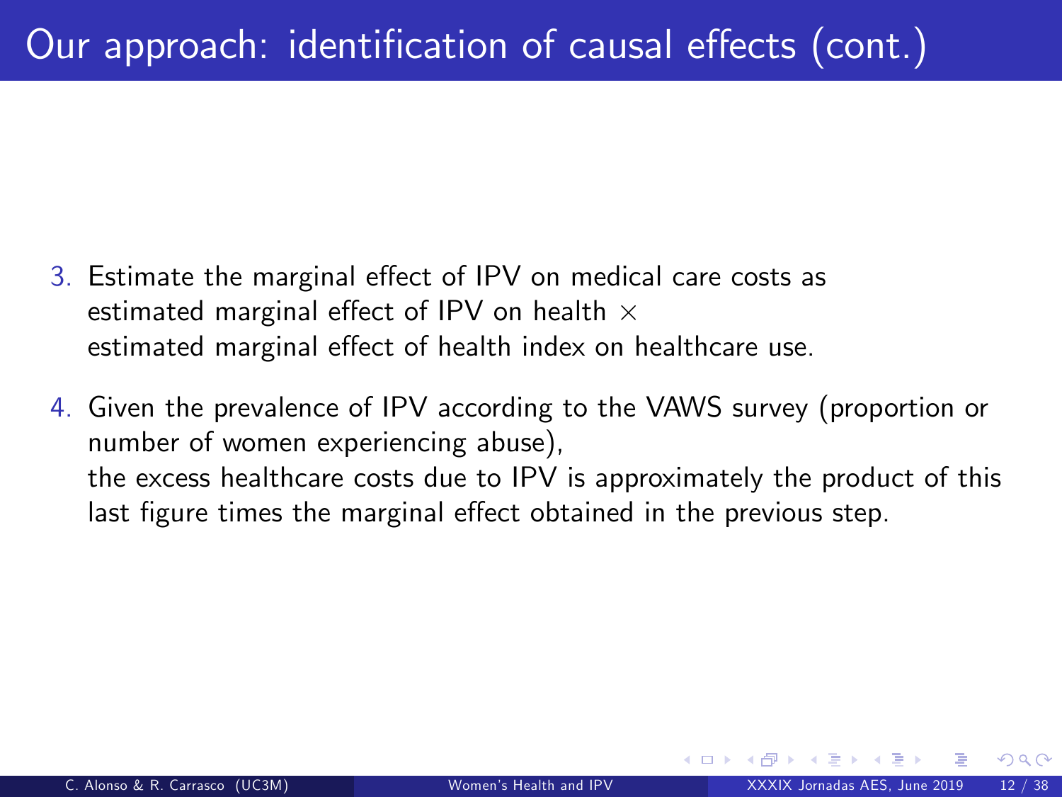# Our approach: identification of causal effects (cont.)

3. Estimate the marginal effect of IPV on medical care costs as estimated marginal effect of IPV on health $\times$ estimated marginal effect of health index on healthcare use.
4. Given the prevalence of IPV according to the VAWS survey (proportion or number of women experiencing abuse),
   the excess healthcare costs due to IPV is approximately the product of this last figure times the marginal effect obtained in the previous step.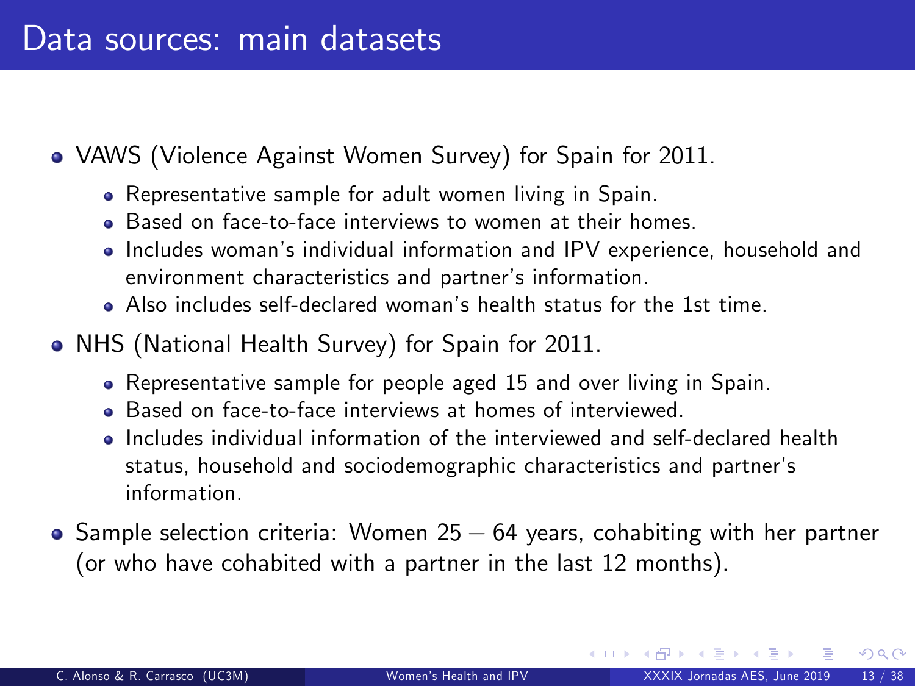# Data sources: main datasets

- VAWS (Violence Against Women Survey) for Spain for 2011.
  - Representative sample for adult women living in Spain.
  - Based on face-to-face interviews to women at their homes.
  - Includes woman's individual information and IPV experience, household and environment characteristics and partner's information.
  - Also includes self-declared woman's health status for the 1st time.
- NHS (National Health Survey) for Spain for 2011.
  - Representative sample for people aged 15 and over living in Spain.
  - Based on face-to-face interviews at homes of interviewed.
  - Includes individual information of the interviewed and self-declared health status, household and sociodemographic characteristics and partner's information.
- Sample selection criteria: Women $25 - 64$ years, cohabiting with her partner (or who have cohabited with a partner in the last 12 months).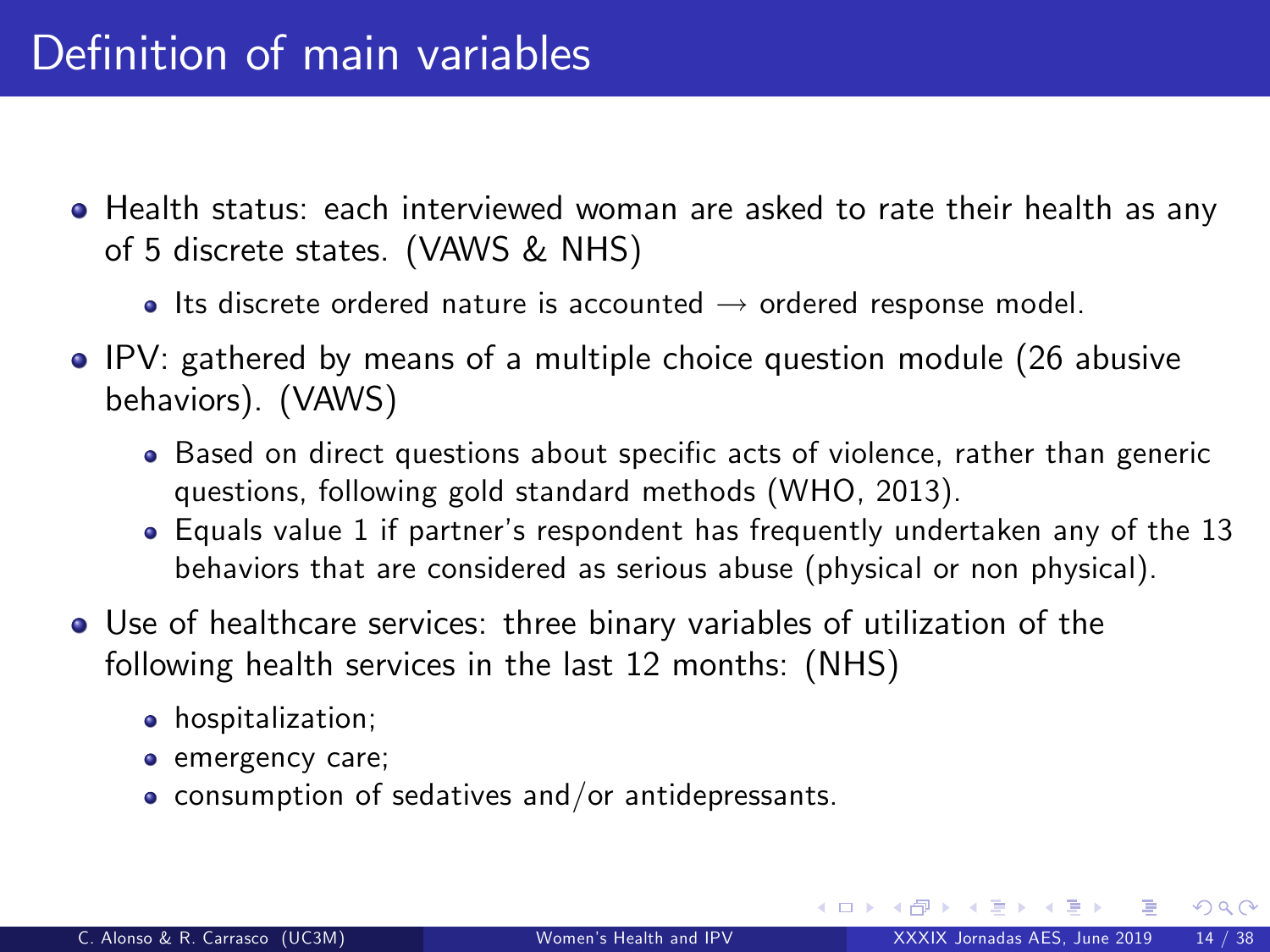# Definition of main variables

- Health status: each interviewed woman are asked to rate their health as any of 5 discrete states. (VAWS & NHS)
  - Its discrete ordered nature is accounted → ordered response model.
- IPV: gathered by means of a multiple choice question module (26 abusive behaviors). (VAWS)
  - Based on direct questions about specific acts of violence, rather than generic questions, following gold standard methods (WHO, 2013).
  - Equals value 1 if partner's respondent has frequently undertaken any of the 13 behaviors that are considered as serious abuse (physical or non physical).
- Use of healthcare services: three binary variables of utilization of the following health services in the last 12 months: (NHS)
  - hospitalization;
  - emergency care;
  - consumption of sedatives and/or antidepressants.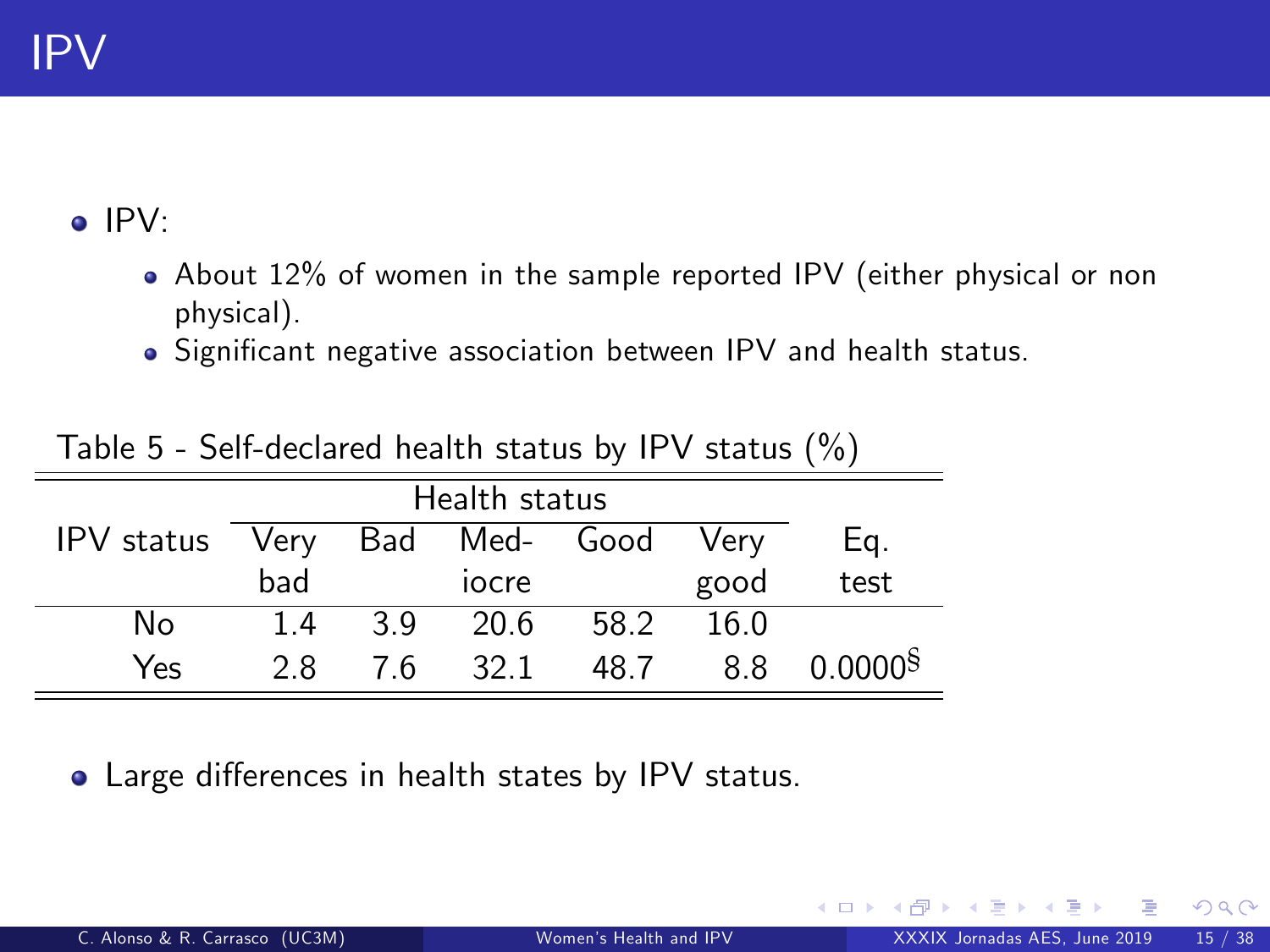# IPV

- IPV:
  - About 12% of women in the sample reported IPV (either physical or non physical).
  - Significant negative association between IPV and health status.

Table 5 - Self-declared health status by IPV status (%)

| IPV status | Health status | | | | | Eq. test |
|---|---|---|---|---|---|---|
| | Very bad | Bad | Med-iocre | Good | Very good | |
| No | 1.4 | 3.9 | 20.6 | 58.2 | 16.0 | |
| Yes | 2.8 | 7.6 | 32.1 | 48.7 | 8.8 | 0.0000§ |

- Large differences in health states by IPV status.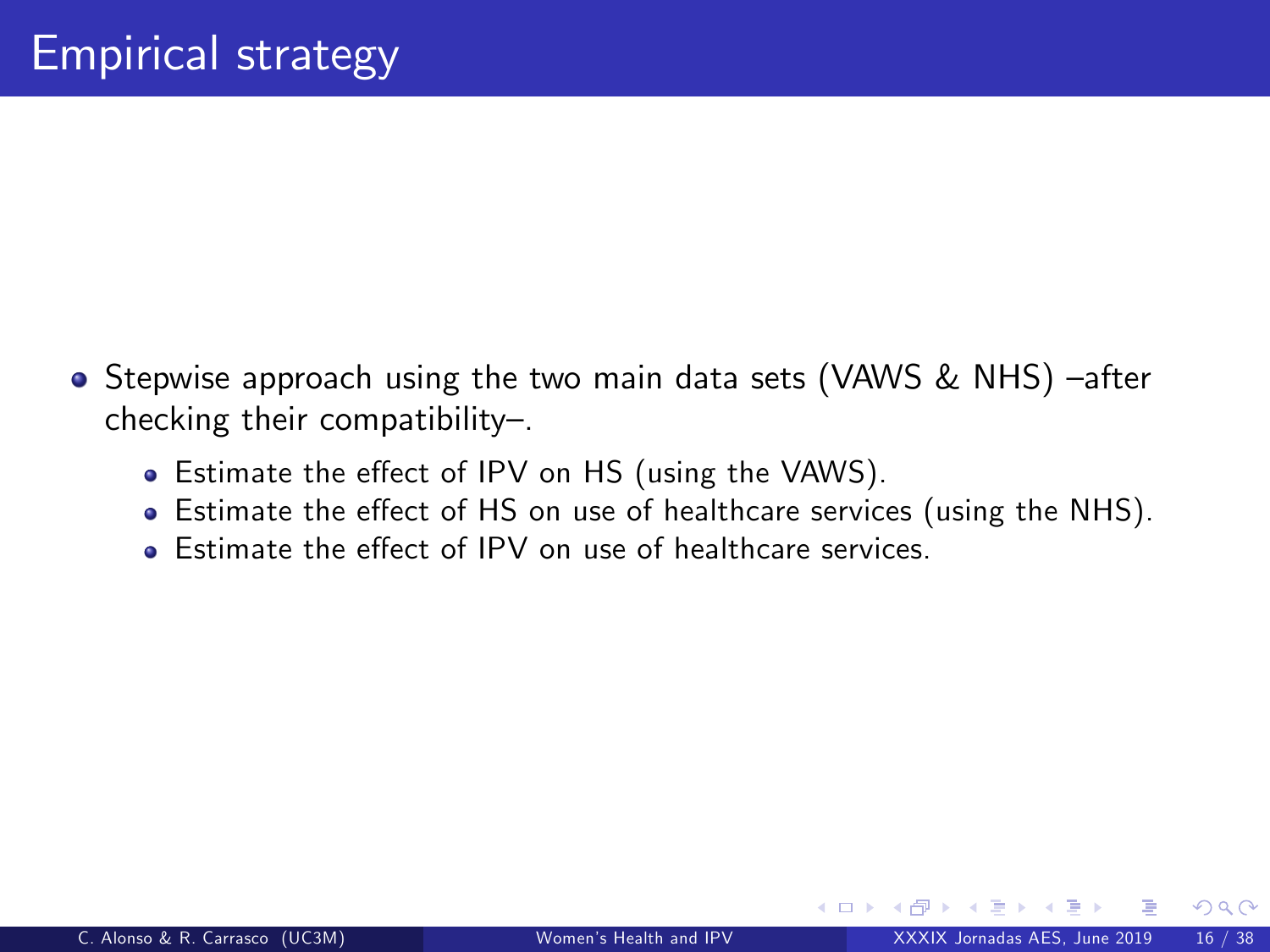# Empirical strategy

- Stepwise approach using the two main data sets (VAWS & NHS) –after checking their compatibility–.
  - Estimate the effect of IPV on HS (using the VAWS).
  - Estimate the effect of HS on use of healthcare services (using the NHS).
  - Estimate the effect of IPV on use of healthcare services.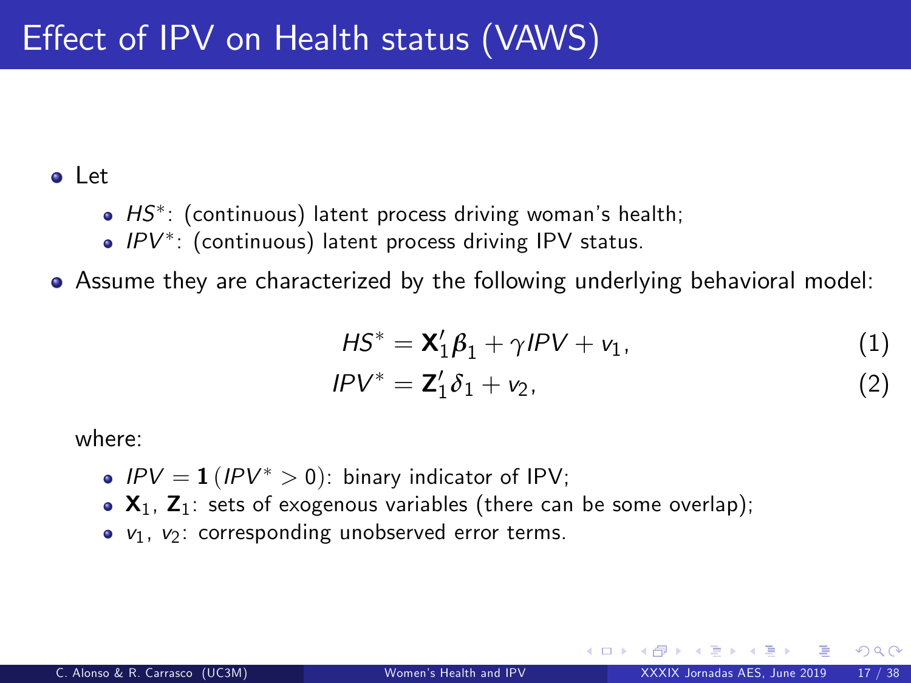# Effect of IPV on Health status (VAWS)

- Let
  - $HS^*$: (continuous) latent process driving woman's health;
  - $IPV^*$: (continuous) latent process driving IPV status.
- Assume they are characterized by the following underlying behavioral model:

$$HS^* = \mathbf{X}_1'\beta_1 + \gamma IPV + v_1, \quad (1)$$

$$IPV^* = \mathbf{Z}_1'\delta_1 + v_2, \quad (2)$$

where:

- $IPV = \mathbf{1}(IPV^* > 0)$: binary indicator of IPV;
- $\mathbf{X}_1$, $\mathbf{Z}_1$: sets of exogenous variables (there can be some overlap);
- $v_1$, $v_2$: corresponding unobserved error terms.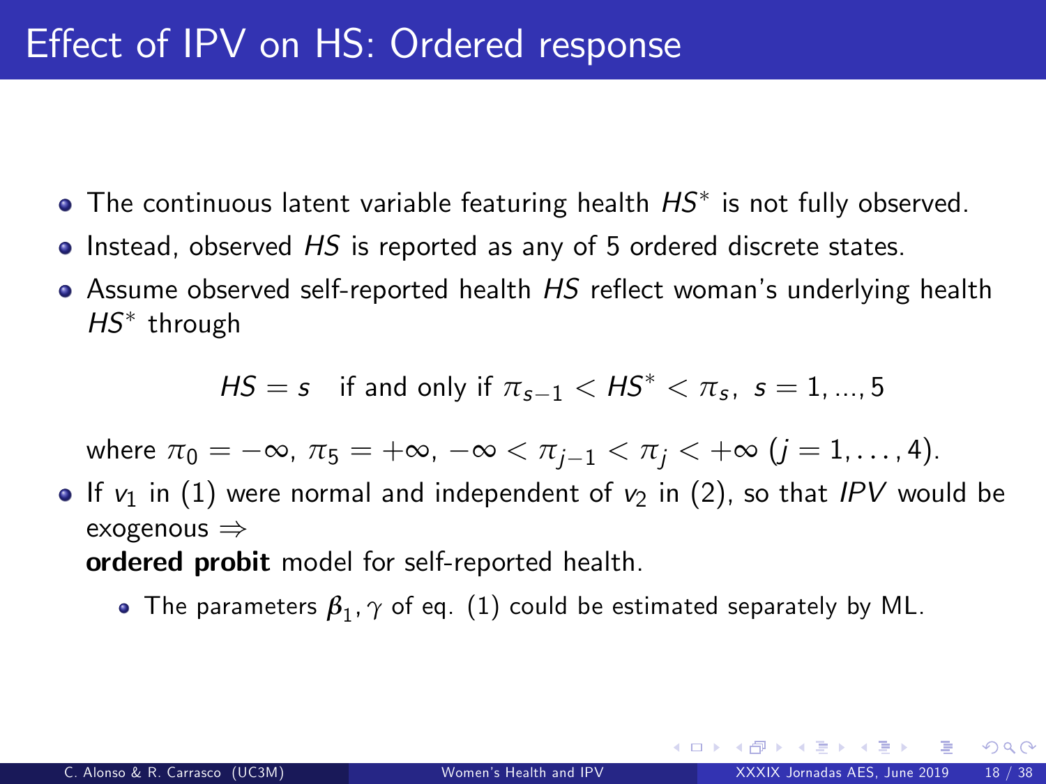# Effect of IPV on HS: Ordered response

- The continuous latent variable featuring health $HS^*$ is not fully observed.
- Instead, observed $HS$ is reported as any of 5 ordered discrete states.
- Assume observed self-reported health $HS$ reflect woman's underlying health $HS^*$ through

$$HS = s \quad \text{if and only if } \pi_{s-1} < HS^* < \pi_s, \; s = 1, ..., 5$$

  where $\pi_0 = -\infty$, $\pi_5 = +\infty$, $-\infty < \pi_{j-1} < \pi_j < +\infty$ ($j = 1, \ldots, 4$).
- If $v_1$ in (1) were normal and independent of $v_2$ in (2), so that $IPV$ would be exogenous $\Rightarrow$
  **ordered probit** model for self-reported health.
  - The parameters $\boldsymbol{\beta}_1, \gamma$ of eq. (1) could be estimated separately by ML.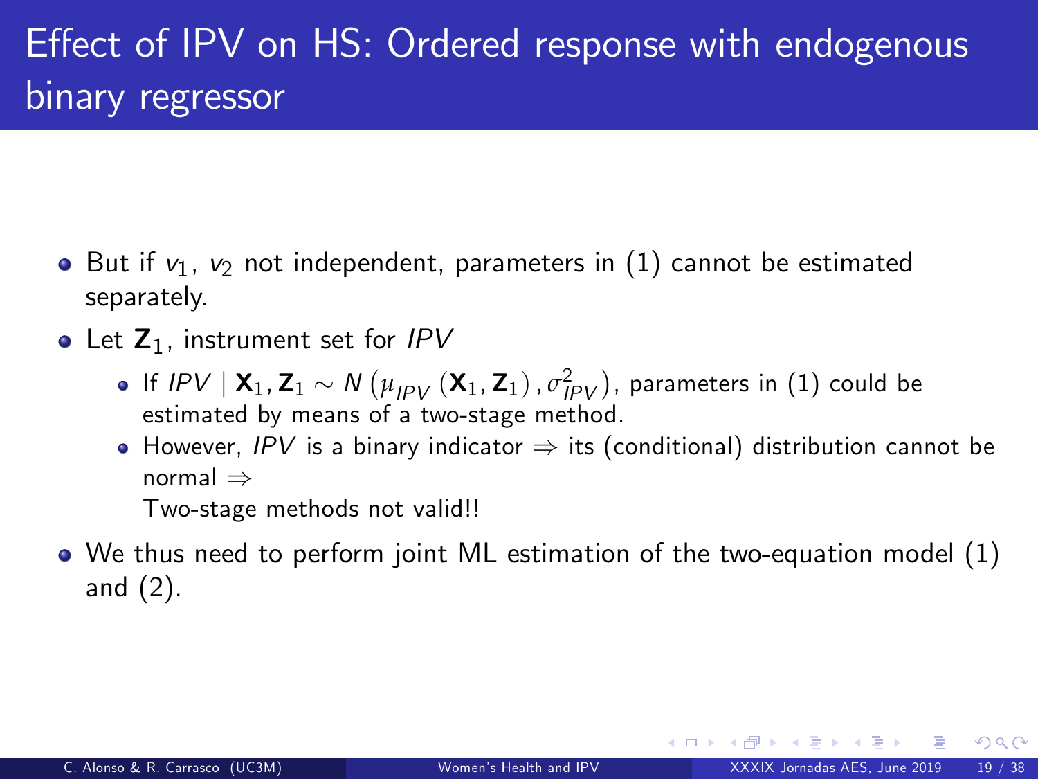# Effect of IPV on HS: Ordered response with endogenous binary regressor

- But if $v_1$, $v_2$ not independent, parameters in (1) cannot be estimated separately.
- Let $\mathbf{Z}_1$, instrument set for $IPV$
  - If $IPV \mid \mathbf{X}_1, \mathbf{Z}_1 \sim N\left(\mu_{IPV}\left(\mathbf{X}_1, \mathbf{Z}_1\right), \sigma^2_{IPV}\right)$, parameters in (1) could be estimated by means of a two-stage method.
  - However, $IPV$ is a binary indicator $\Rightarrow$ its (conditional) distribution cannot be normal $\Rightarrow$
    Two-stage methods not valid!!
- We thus need to perform joint ML estimation of the two-equation model (1) and (2).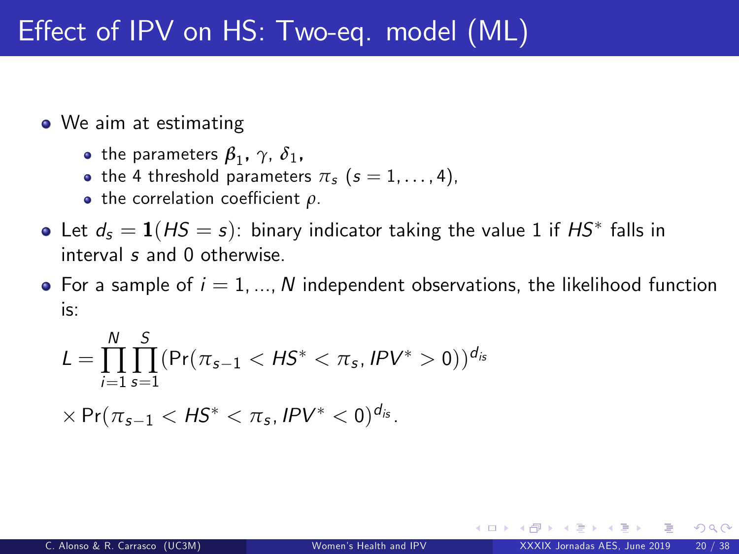# Effect of IPV on HS: Two-eq. model (ML)

- We aim at estimating
  - the parameters $\boldsymbol{\beta}_1$, $\gamma$, $\delta_1$,
  - the 4 threshold parameters $\pi_s$ $(s = 1, \ldots, 4)$,
  - the correlation coefficient $\rho$.
- Let $d_s = \mathbf{1}(HS = s)$: binary indicator taking the value 1 if $HS^*$ falls in interval $s$ and 0 otherwise.
- For a sample of $i = 1, \ldots, N$ independent observations, the likelihood function is:

$$L = \prod_{i=1}^{N} \prod_{s=1}^{S} (\Pr(\pi_{s-1} < HS^* < \pi_s, IPV^* > 0))^{d_{is}}$$

$$\times \Pr(\pi_{s-1} < HS^* < \pi_s, IPV^* < 0)^{d_{is}}.$$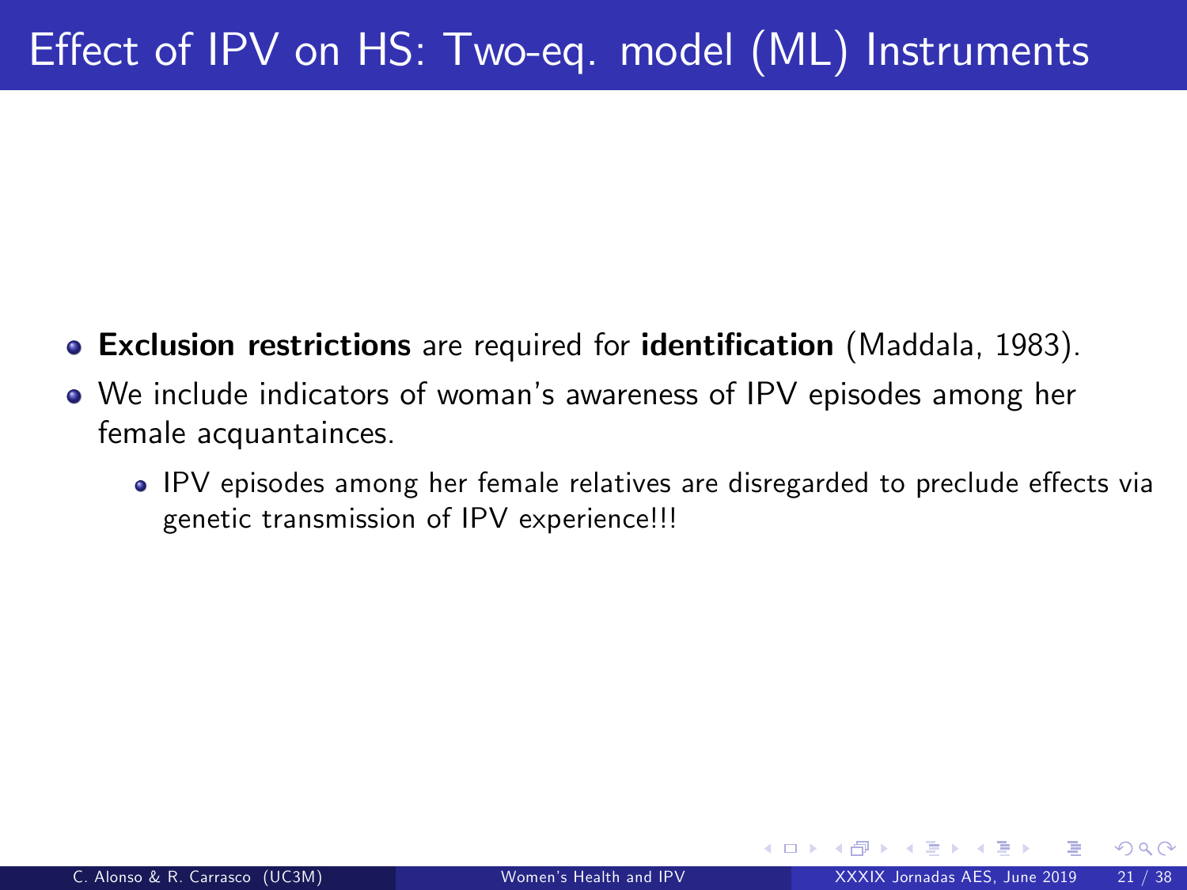# Effect of IPV on HS: Two-eq. model (ML) Instruments

- **Exclusion restrictions** are required for **identification** (Maddala, 1983).
- We include indicators of woman's awareness of IPV episodes among her female acquantainces.
  - IPV episodes among her female relatives are disregarded to preclude effects via genetic transmission of IPV experience!!!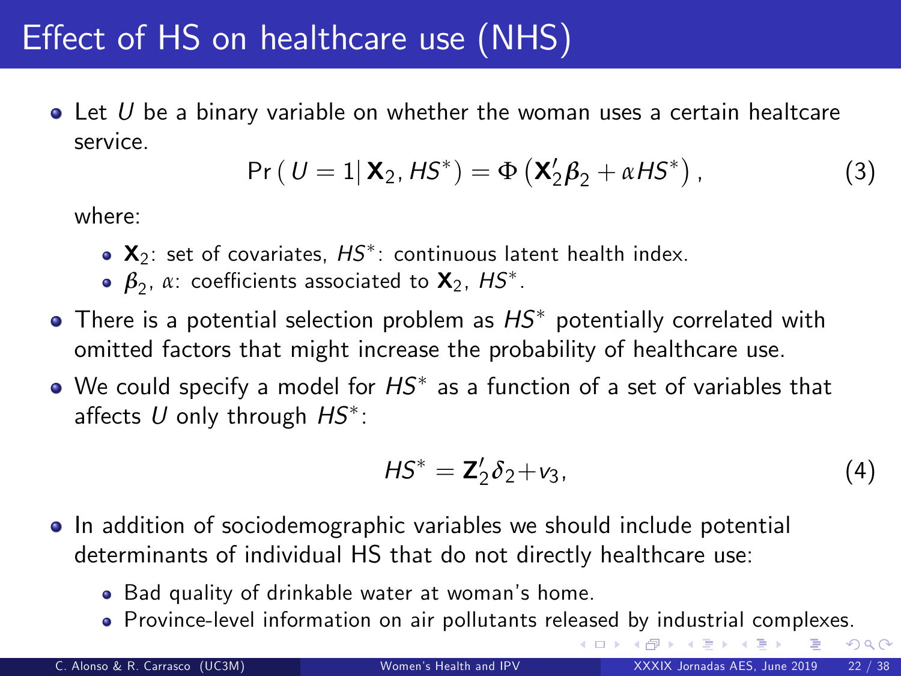# Effect of HS on healthcare use (NHS)

- Let $U$ be a binary variable on whether the woman uses a certain healtcare service.

$$\Pr\left( U = 1 \middle| \mathbf{X}_2, HS^* \right) = \Phi\left( \mathbf{X}_2' \boldsymbol{\beta}_2 + \alpha HS^* \right), \tag{3}$$

  where:

  - $\mathbf{X}_2$: set of covariates, $HS^*$: continuous latent health index.
  - $\boldsymbol{\beta}_2$, $\alpha$: coefficients associated to $\mathbf{X}_2$, $HS^*$.

- There is a potential selection problem as $HS^*$ potentially correlated with omitted factors that might increase the probability of healthcare use.
- We could specify a model for $HS^*$ as a function of a set of variables that affects $U$ only through $HS^*$:

$$HS^* = \mathbf{Z}_2' \delta_2 + v_3, \tag{4}$$

- In addition of sociodemographic variables we should include potential determinants of individual HS that do not directly healthcare use:
  - Bad quality of drinkable water at woman's home.
  - Province-level information on air pollutants released by industrial complexes.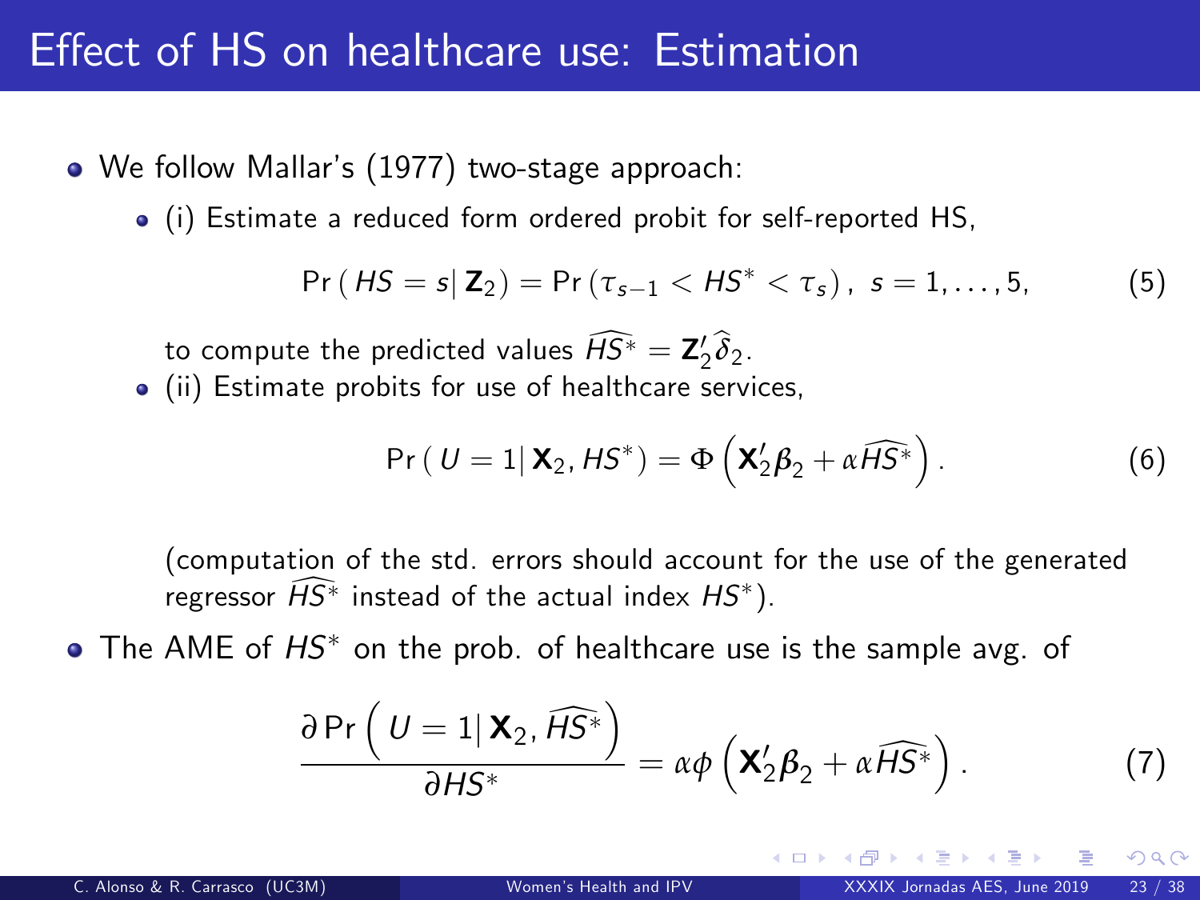# Effect of HS on healthcare use: Estimation

- We follow Mallar's (1977) two-stage approach:
  - (i) Estimate a reduced form ordered probit for self-reported HS,

$$\Pr\left( HS = s \middle| \mathbf{Z}_2 \right) = \Pr\left( \tau_{s-1} < HS^* < \tau_s \right), \; s = 1, \ldots, 5, \tag{5}$$

    to compute the predicted values $\widehat{HS^*} = \mathbf{Z}_2' \widehat{\delta}_2$.
  - (ii) Estimate probits for use of healthcare services,

$$\Pr\left( U = 1 \middle| \mathbf{X}_2, HS^* \right) = \Phi\left( \mathbf{X}_2' \boldsymbol{\beta}_2 + \alpha \widehat{HS^*} \right). \tag{6}$$

    (computation of the std. errors should account for the use of the generated regressor $\widehat{HS^*}$ instead of the actual index $HS^*$).

- The AME of $HS^*$ on the prob. of healthcare use is the sample avg. of

$$\frac{\partial \Pr\left( U = 1 \middle| \mathbf{X}_2, \widehat{HS^*} \right)}{\partial HS^*} = \alpha \phi\left( \mathbf{X}_2' \boldsymbol{\beta}_2 + \alpha \widehat{HS^*} \right). \tag{7}$$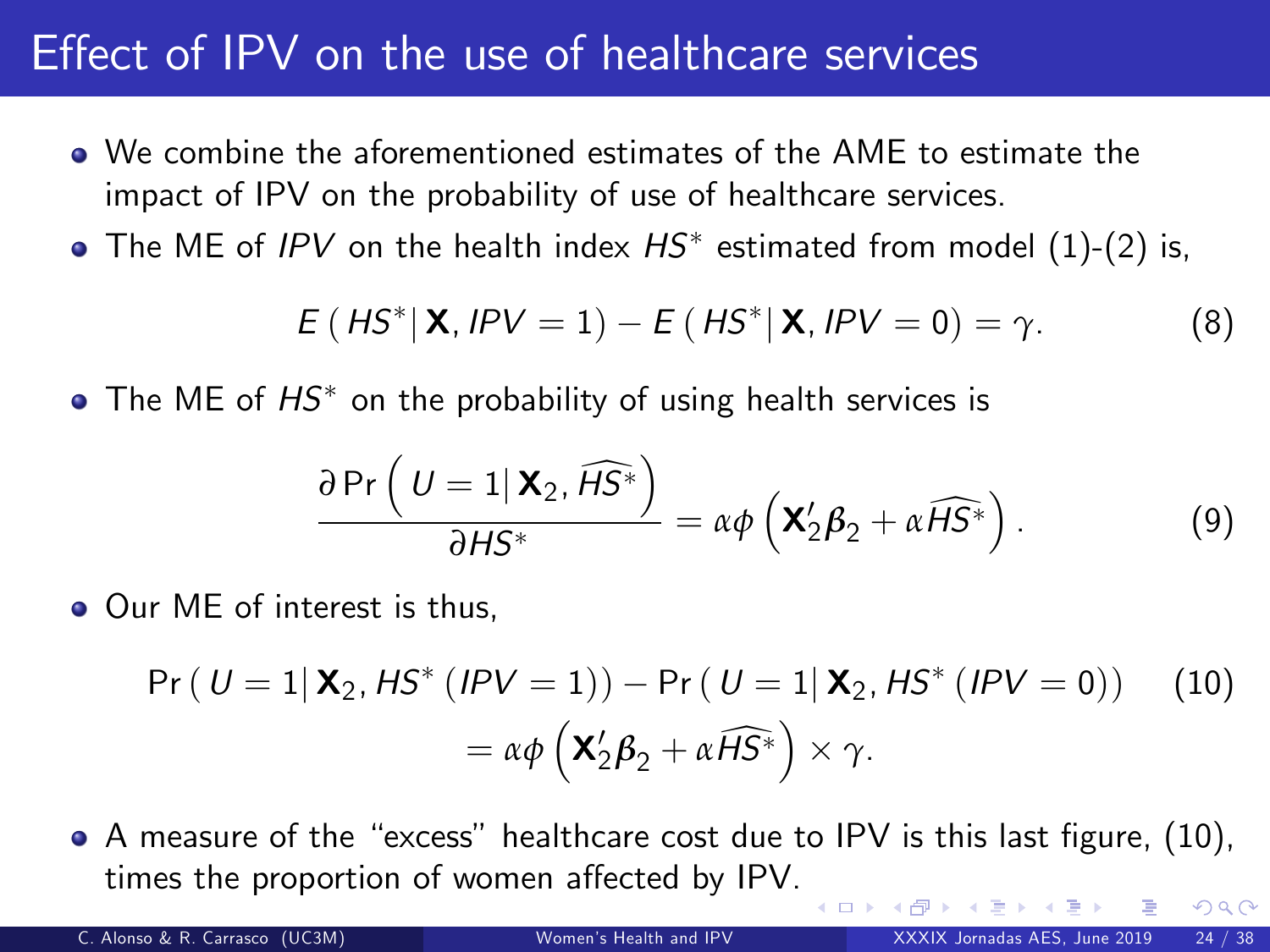# Effect of IPV on the use of healthcare services

- We combine the aforementioned estimates of the AME to estimate the impact of IPV on the probability of use of healthcare services.
- The ME of *IPV* on the health index $HS^*$ estimated from model (1)-(2) is,

$$E\left( HS^* \middle| \mathbf{X}, IPV = 1 \right) - E\left( HS^* \middle| \mathbf{X}, IPV = 0 \right) = \gamma. \tag{8}$$

- The ME of $HS^*$ on the probability of using health services is

$$\frac{\partial \Pr\left( U = 1 \middle| \mathbf{X}_2, \widehat{HS^*} \right)}{\partial HS^*} = \alpha \phi \left( \mathbf{X}_2' \boldsymbol{\beta}_2 + \alpha \widehat{HS^*} \right). \tag{9}$$

- Our ME of interest is thus,

$$\begin{aligned} &\Pr\left( U = 1 \middle| \mathbf{X}_2, HS^*\left( IPV = 1 \right) \right) - \Pr\left( U = 1 \middle| \mathbf{X}_2, HS^*\left( IPV = 0 \right) \right) \\ &\quad = \alpha \phi \left( \mathbf{X}_2' \boldsymbol{\beta}_2 + \alpha \widehat{HS^*} \right) \times \gamma. \end{aligned} \tag{10}$$

- A measure of the "excess" healthcare cost due to IPV is this last figure, (10), times the proportion of women affected by IPV.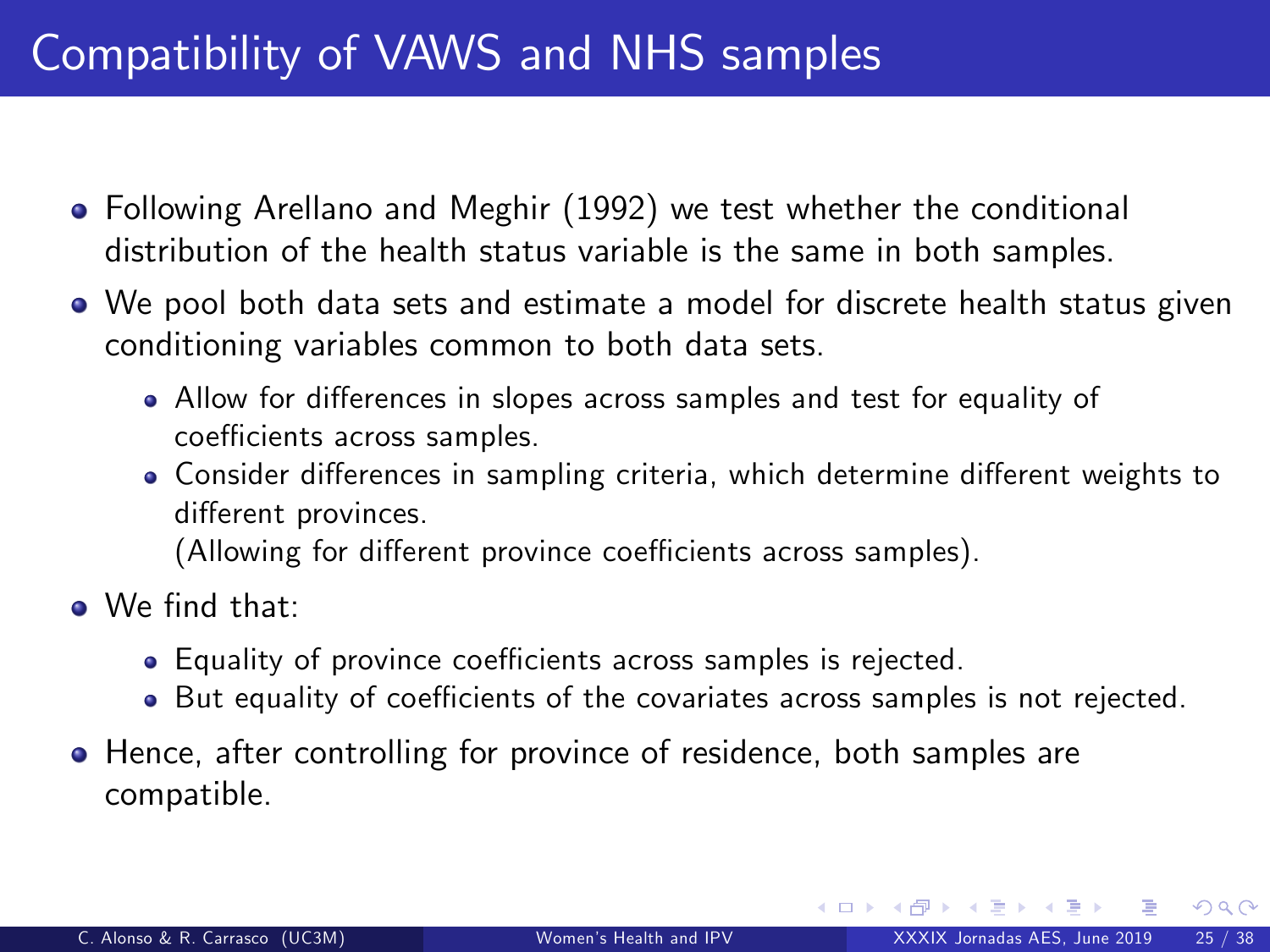# Compatibility of VAWS and NHS samples

- Following Arellano and Meghir (1992) we test whether the conditional distribution of the health status variable is the same in both samples.
- We pool both data sets and estimate a model for discrete health status given conditioning variables common to both data sets.
  - Allow for differences in slopes across samples and test for equality of coefficients across samples.
  - Consider differences in sampling criteria, which determine different weights to different provinces.
    (Allowing for different province coefficients across samples).
- We find that:
  - Equality of province coefficients across samples is rejected.
  - But equality of coefficients of the covariates across samples is not rejected.
- Hence, after controlling for province of residence, both samples are compatible.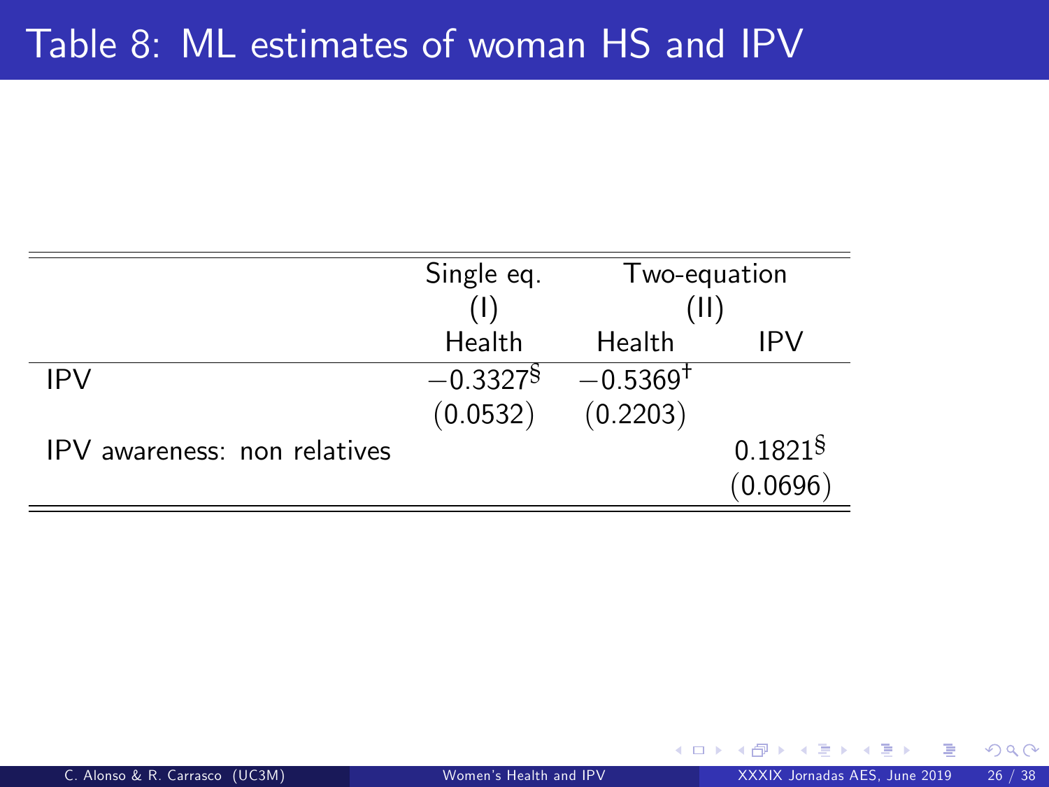# Table 8: ML estimates of woman HS and IPV

| | Single eq. (I) | Two-equation (II) | |
|---|---|---|---|
| | Health | Health | IPV |
| IPV | $-0.3327^{§}$ | $-0.5369^{†}$ | |
| | (0.0532) | (0.2203) | |
| IPV awareness: non relatives | | | $0.1821^{§}$ |
| | | | (0.0696) |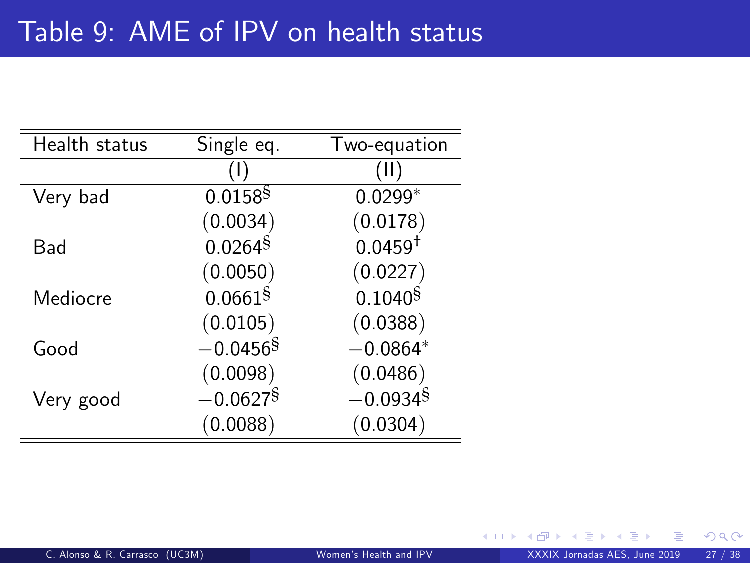# Table 9: AME of IPV on health status

| Health status | Single eq. | Two-equation |
|---|---|---|
| | (I) | (II) |
| Very bad | $0.0158^{\S}$ | $0.0299^{*}$ |
| | (0.0034) | (0.0178) |
| Bad | $0.0264^{\S}$ | $0.0459^{\dagger}$ |
| | (0.0050) | (0.0227) |
| Mediocre | $0.0661^{\S}$ | $0.1040^{\S}$ |
| | (0.0105) | (0.0388) |
| Good | $-0.0456^{\S}$ | $-0.0864^{*}$ |
| | (0.0098) | (0.0486) |
| Very good | $-0.0627^{\S}$ | $-0.0934^{\S}$ |
| | (0.0088) | (0.0304) |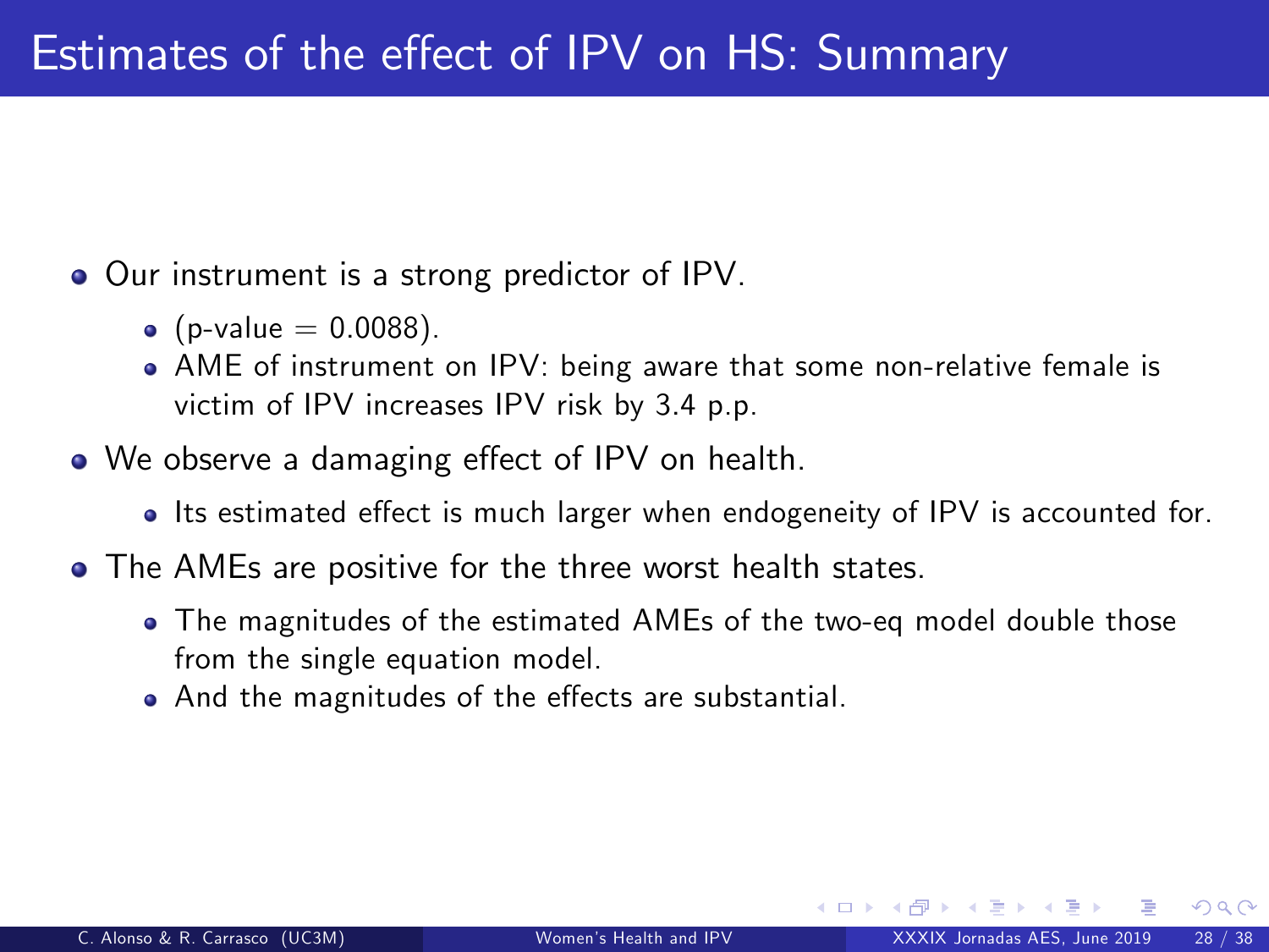# Estimates of the effect of IPV on HS: Summary

- Our instrument is a strong predictor of IPV.
  - (p-value = 0.0088).
  - AME of instrument on IPV: being aware that some non-relative female is victim of IPV increases IPV risk by 3.4 p.p.
- We observe a damaging effect of IPV on health.
  - Its estimated effect is much larger when endogeneity of IPV is accounted for.
- The AMEs are positive for the three worst health states.
  - The magnitudes of the estimated AMEs of the two-eq model double those from the single equation model.
  - And the magnitudes of the effects are substantial.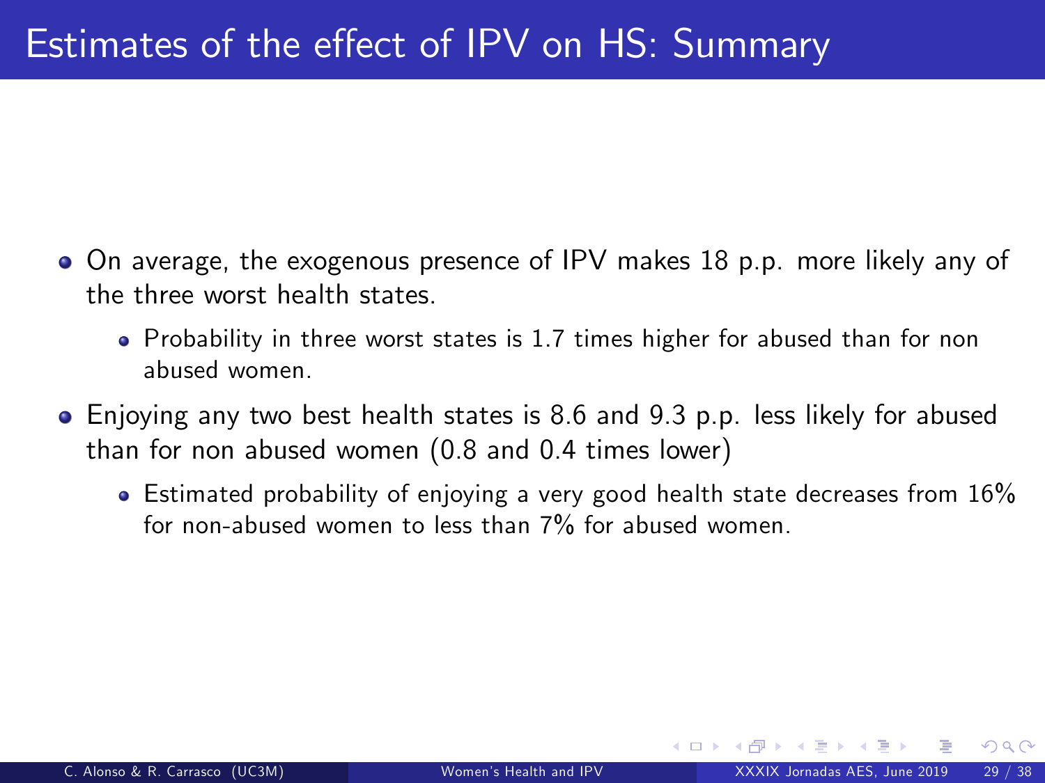# Estimates of the effect of IPV on HS: Summary

- On average, the exogenous presence of IPV makes 18 p.p. more likely any of the three worst health states.
  - Probability in three worst states is 1.7 times higher for abused than for non abused women.
- Enjoying any two best health states is 8.6 and 9.3 p.p. less likely for abused than for non abused women (0.8 and 0.4 times lower)
  - Estimated probability of enjoying a very good health state decreases from 16% for non-abused women to less than 7% for abused women.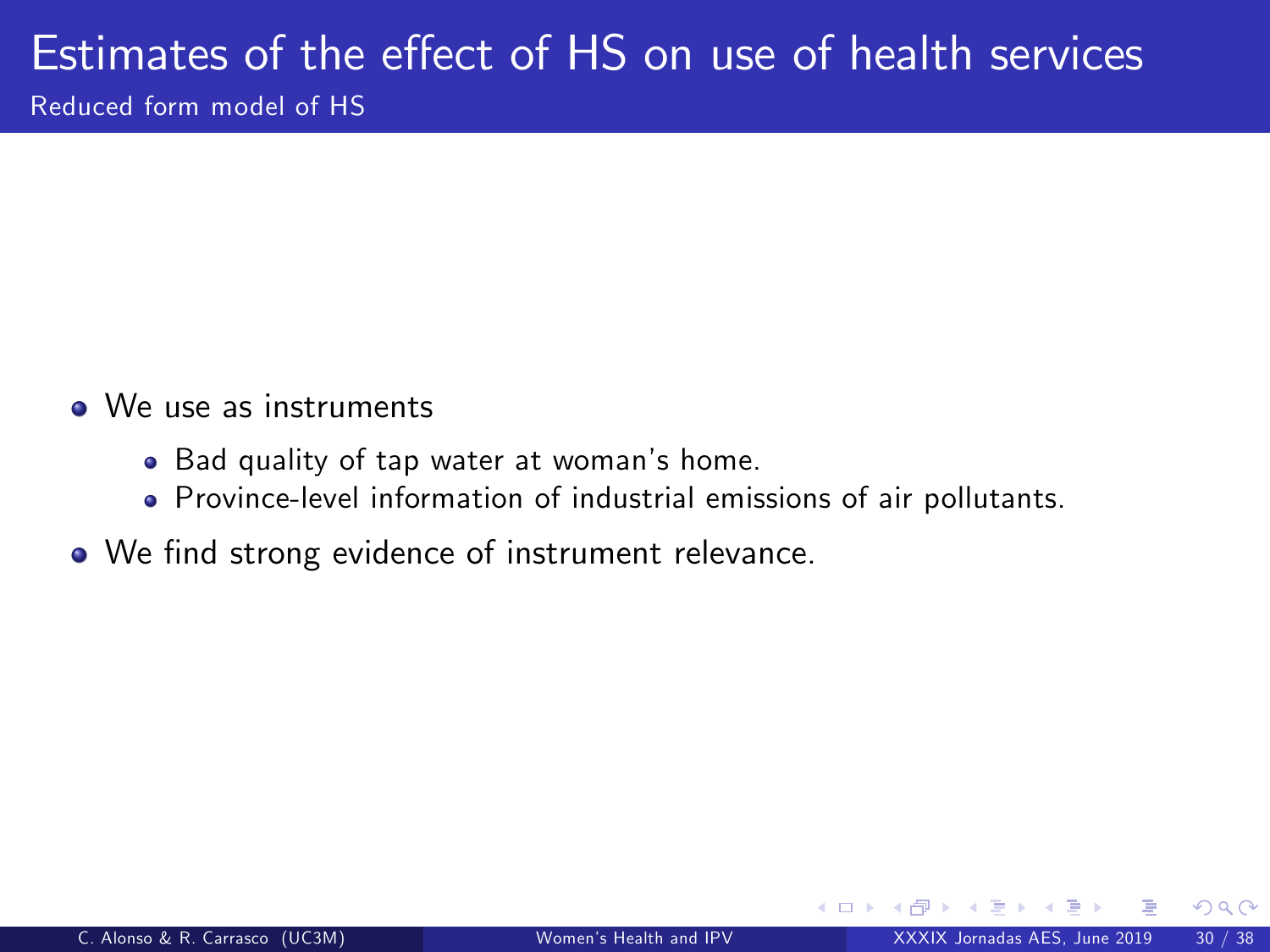# Estimates of the effect of HS on use of health services

## Reduced form model of HS

- We use as instruments
  - Bad quality of tap water at woman's home.
  - Province-level information of industrial emissions of air pollutants.
- We find strong evidence of instrument relevance.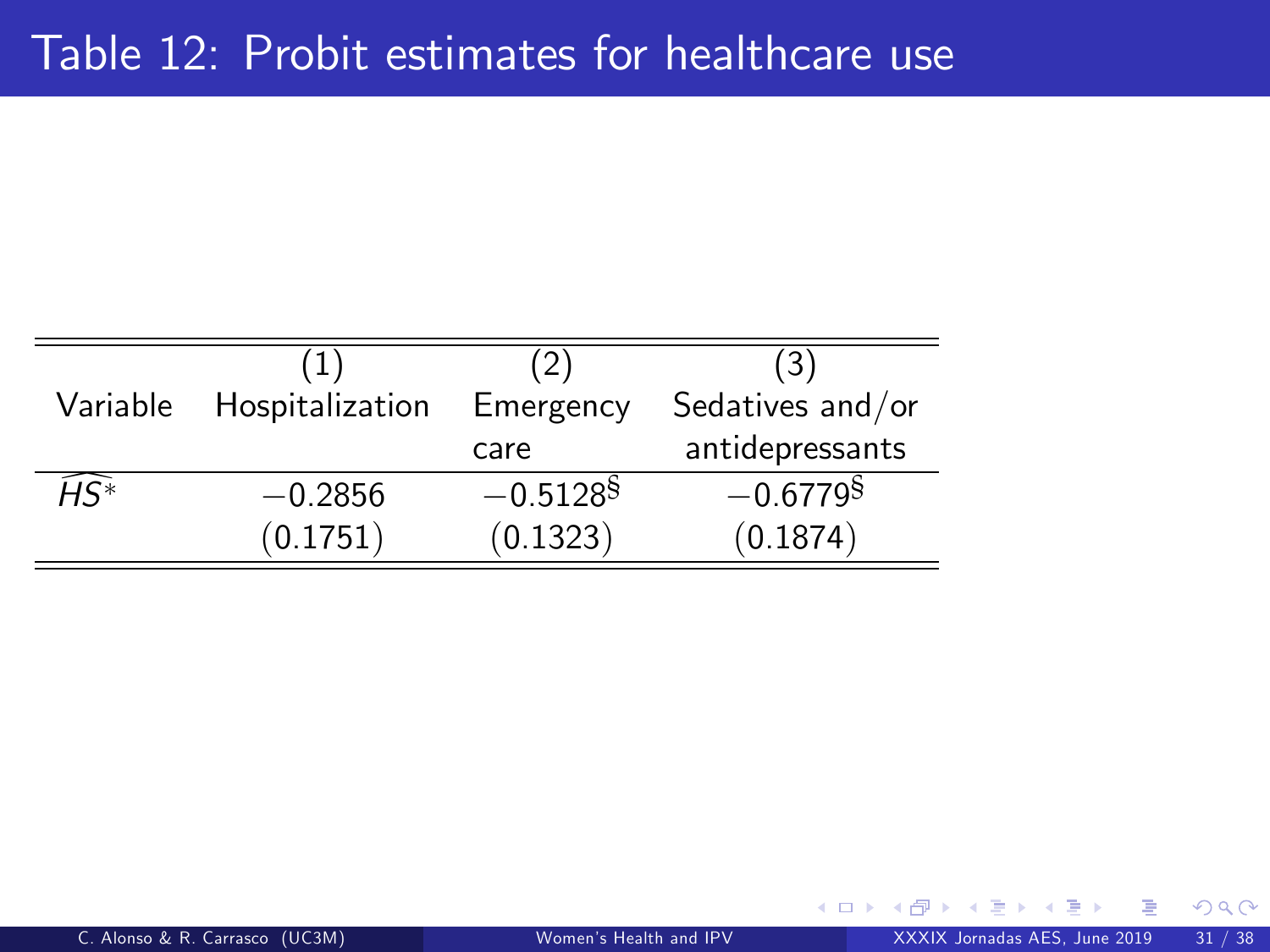# Table 12: Probit estimates for healthcare use

| Variable | (1) Hospitalization | (2) Emergency care | (3) Sedatives and/or antidepressants |
|---|---|---|---|
| $\widehat{HS}^*$ | $-0.2856$ | $-0.5128^{\S}$ | $-0.6779^{\S}$ |
| | (0.1751) | (0.1323) | (0.1874) |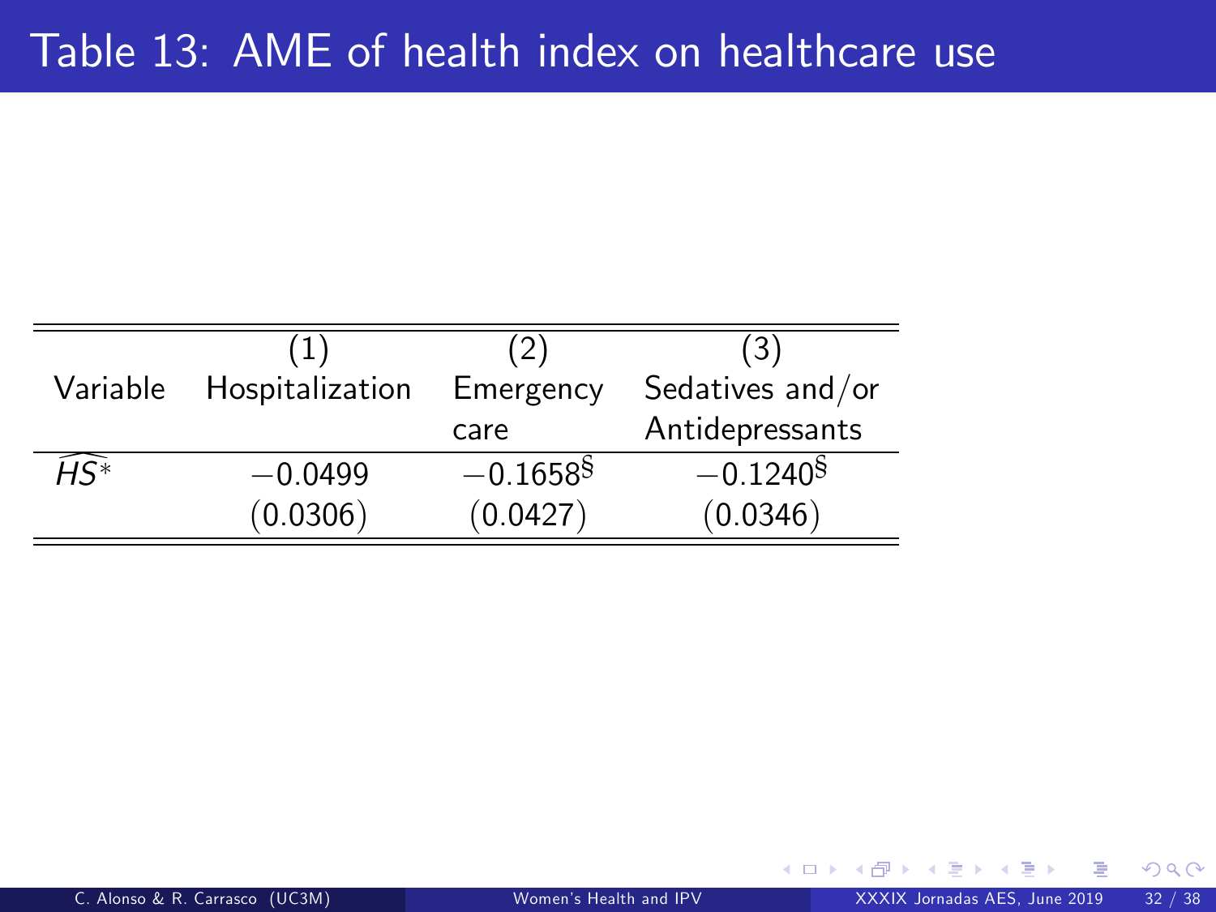# Table 13: AME of health index on healthcare use

| Variable | (1) Hospitalization | (2) Emergency care | (3) Sedatives and/or Antidepressants |
|---|---|---|---|
| $\widehat{HS}^{*}$ | $-0.0499$ | $-0.1658^{\S}$ | $-0.1240^{\S}$ |
| | (0.0306) | (0.0427) | (0.0346) |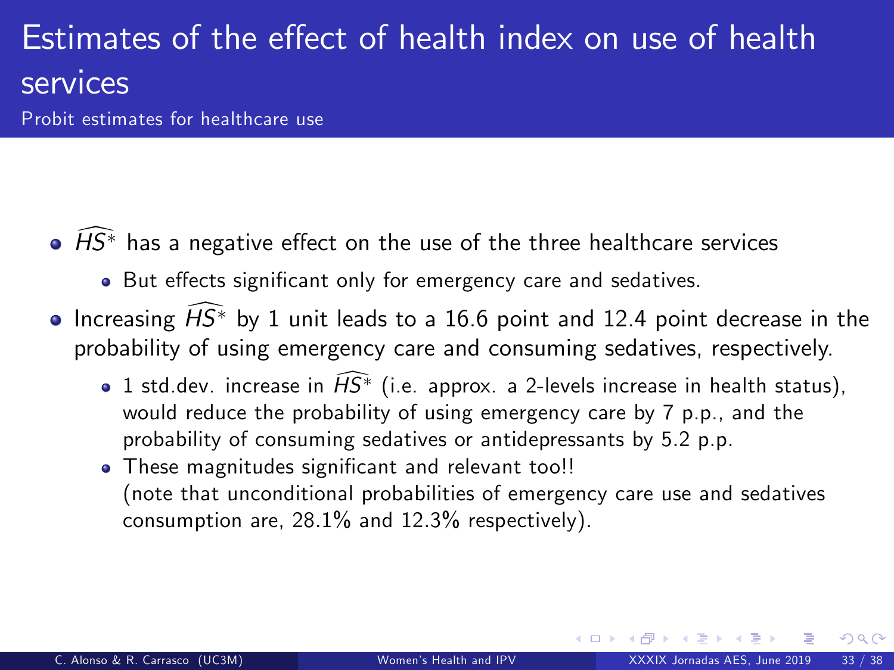# Estimates of the effect of health index on use of health services

Probit estimates for healthcare use

- $\widehat{HS}^*$ has a negative effect on the use of the three healthcare services
  - But effects significant only for emergency care and sedatives.
- Increasing $\widehat{HS}^*$ by 1 unit leads to a 16.6 point and 12.4 point decrease in the probability of using emergency care and consuming sedatives, respectively.
  - 1 std.dev. increase in $\widehat{HS}^*$ (i.e. approx. a 2-levels increase in health status), would reduce the probability of using emergency care by 7 p.p., and the probability of consuming sedatives or antidepressants by 5.2 p.p.
  - These magnitudes significant and relevant too!!
    (note that unconditional probabilities of emergency care use and sedatives consumption are, 28.1% and 12.3% respectively).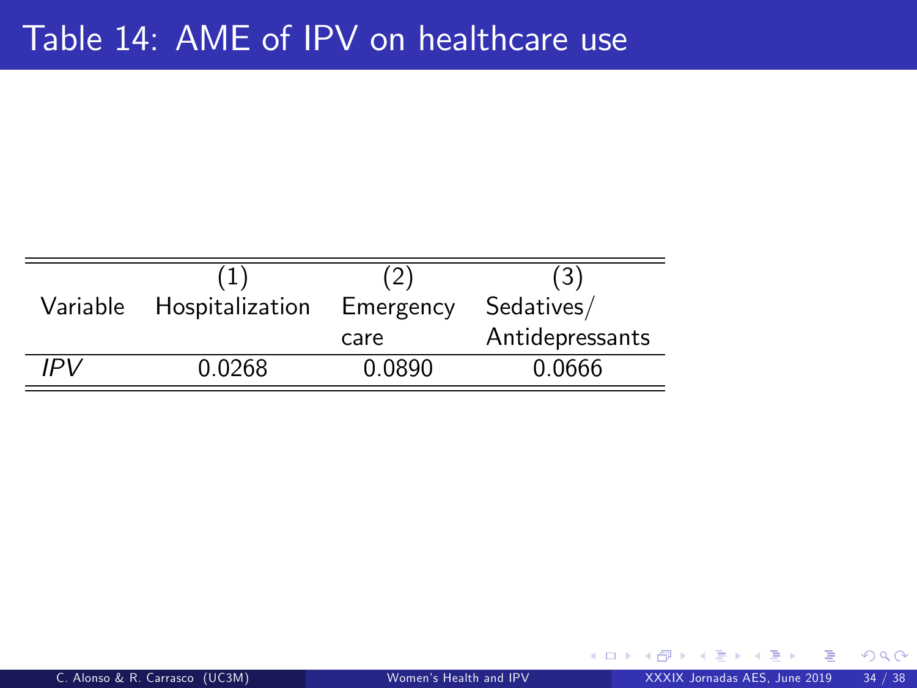# Table 14: AME of IPV on healthcare use

| Variable | (1) Hospitalization | (2) Emergency care | (3) Sedatives/ Antidepressants |
|---|---|---|---|
| *IPV* | 0.0268 | 0.0890 | 0.0666 |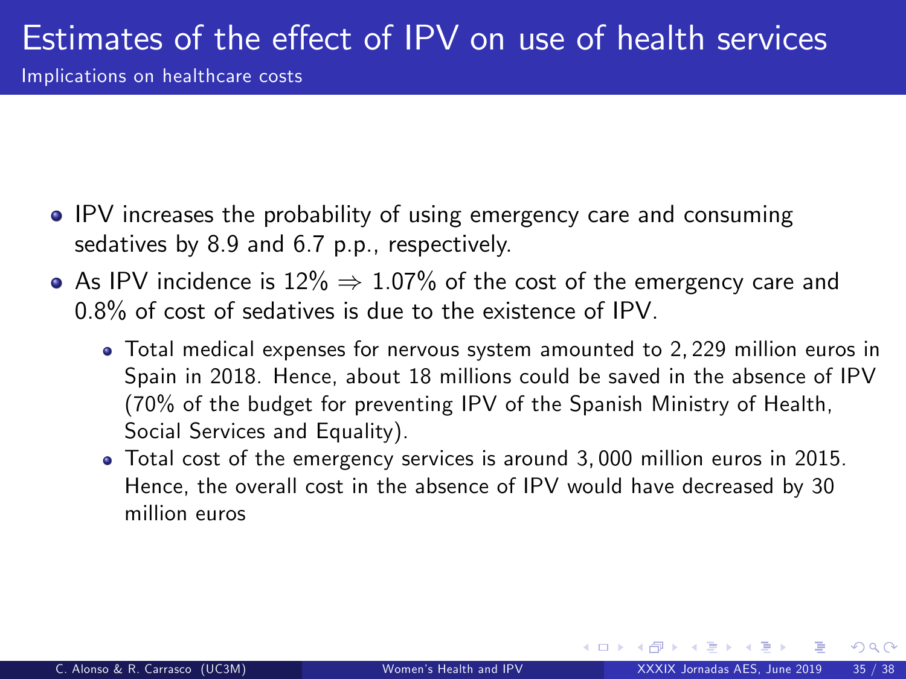# Estimates of the effect of IPV on use of health services

## Implications on healthcare costs

- IPV increases the probability of using emergency care and consuming sedatives by 8.9 and 6.7 p.p., respectively.
- As IPV incidence is 12% $\Rightarrow$ 1.07% of the cost of the emergency care and 0.8% of cost of sedatives is due to the existence of IPV.
    - Total medical expenses for nervous system amounted to 2,229 million euros in Spain in 2018. Hence, about 18 millions could be saved in the absence of IPV (70% of the budget for preventing IPV of the Spanish Ministry of Health, Social Services and Equality).
    - Total cost of the emergency services is around 3,000 million euros in 2015. Hence, the overall cost in the absence of IPV would have decreased by 30 million euros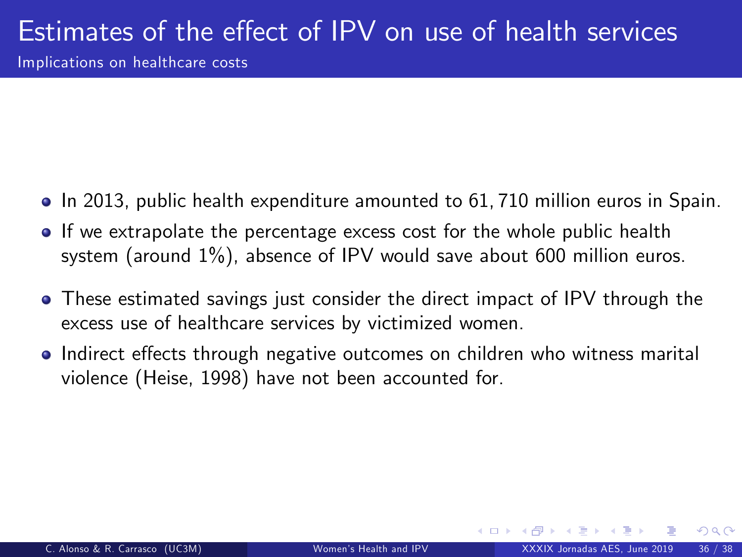# Estimates of the effect of IPV on use of health services

## Implications on healthcare costs

- In 2013, public health expenditure amounted to 61,710 million euros in Spain.
- If we extrapolate the percentage excess cost for the whole public health system (around 1%), absence of IPV would save about 600 million euros.
- These estimated savings just consider the direct impact of IPV through the excess use of healthcare services by victimized women.
- Indirect effects through negative outcomes on children who witness marital violence (Heise, 1998) have not been accounted for.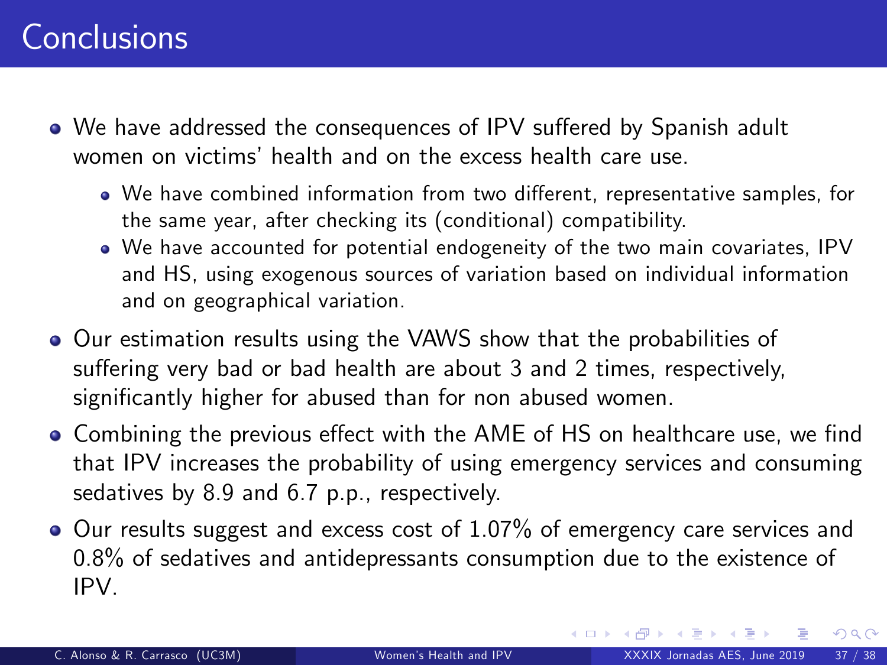# Conclusions

- We have addressed the consequences of IPV suffered by Spanish adult women on victims' health and on the excess health care use.
  - We have combined information from two different, representative samples, for the same year, after checking its (conditional) compatibility.
  - We have accounted for potential endogeneity of the two main covariates, IPV and HS, using exogenous sources of variation based on individual information and on geographical variation.
- Our estimation results using the VAWS show that the probabilities of suffering very bad or bad health are about 3 and 2 times, respectively, significantly higher for abused than for non abused women.
- Combining the previous effect with the AME of HS on healthcare use, we find that IPV increases the probability of using emergency services and consuming sedatives by 8.9 and 6.7 p.p., respectively.
- Our results suggest and excess cost of 1.07% of emergency care services and 0.8% of sedatives and antidepressants consumption due to the existence of IPV.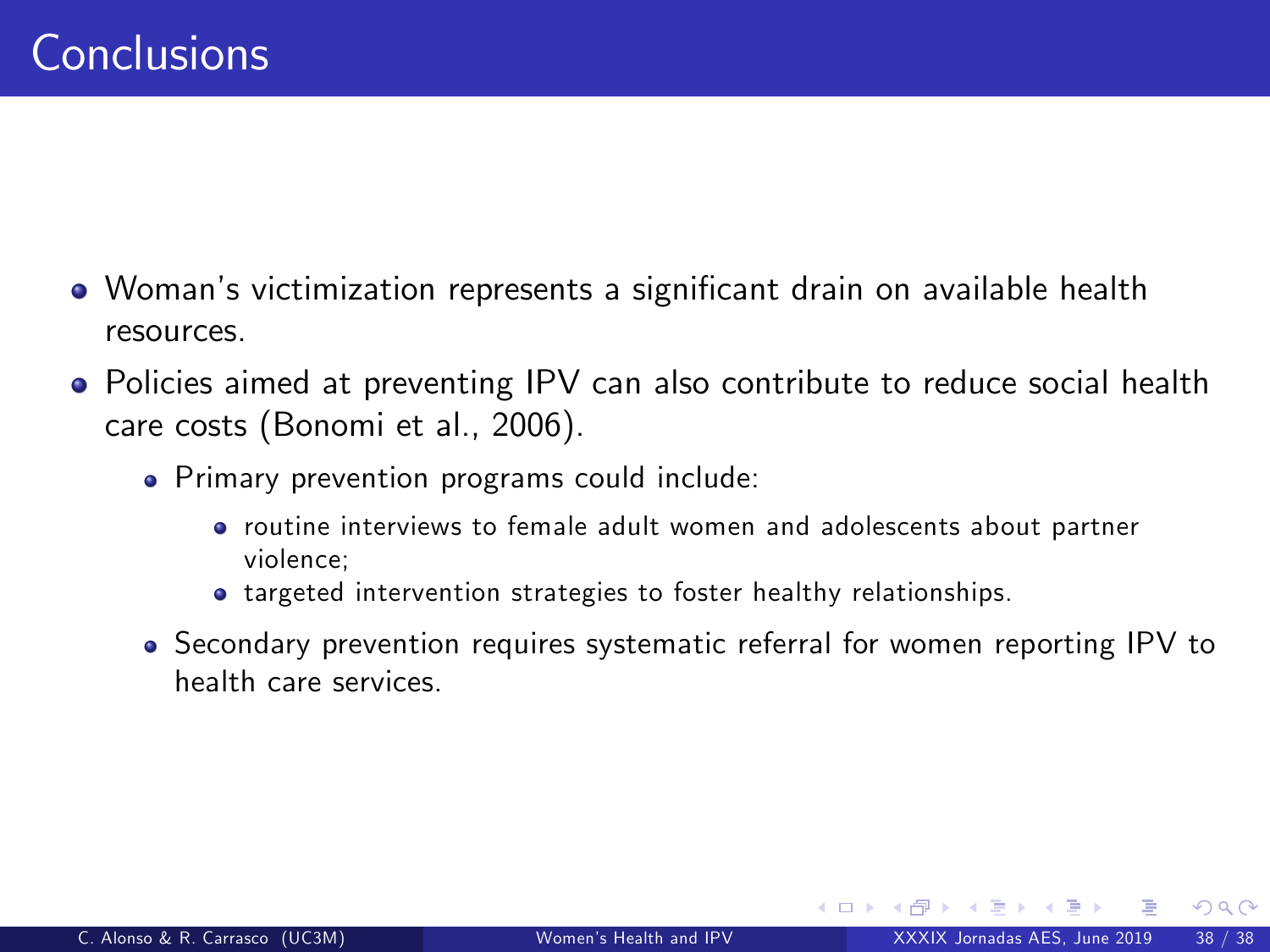# Conclusions

- Woman's victimization represents a significant drain on available health resources.
- Policies aimed at preventing IPV can also contribute to reduce social health care costs (Bonomi et al., 2006).
  - Primary prevention programs could include:
    - routine interviews to female adult women and adolescents about partner violence;
    - targeted intervention strategies to foster healthy relationships.
  - Secondary prevention requires systematic referral for women reporting IPV to health care services.